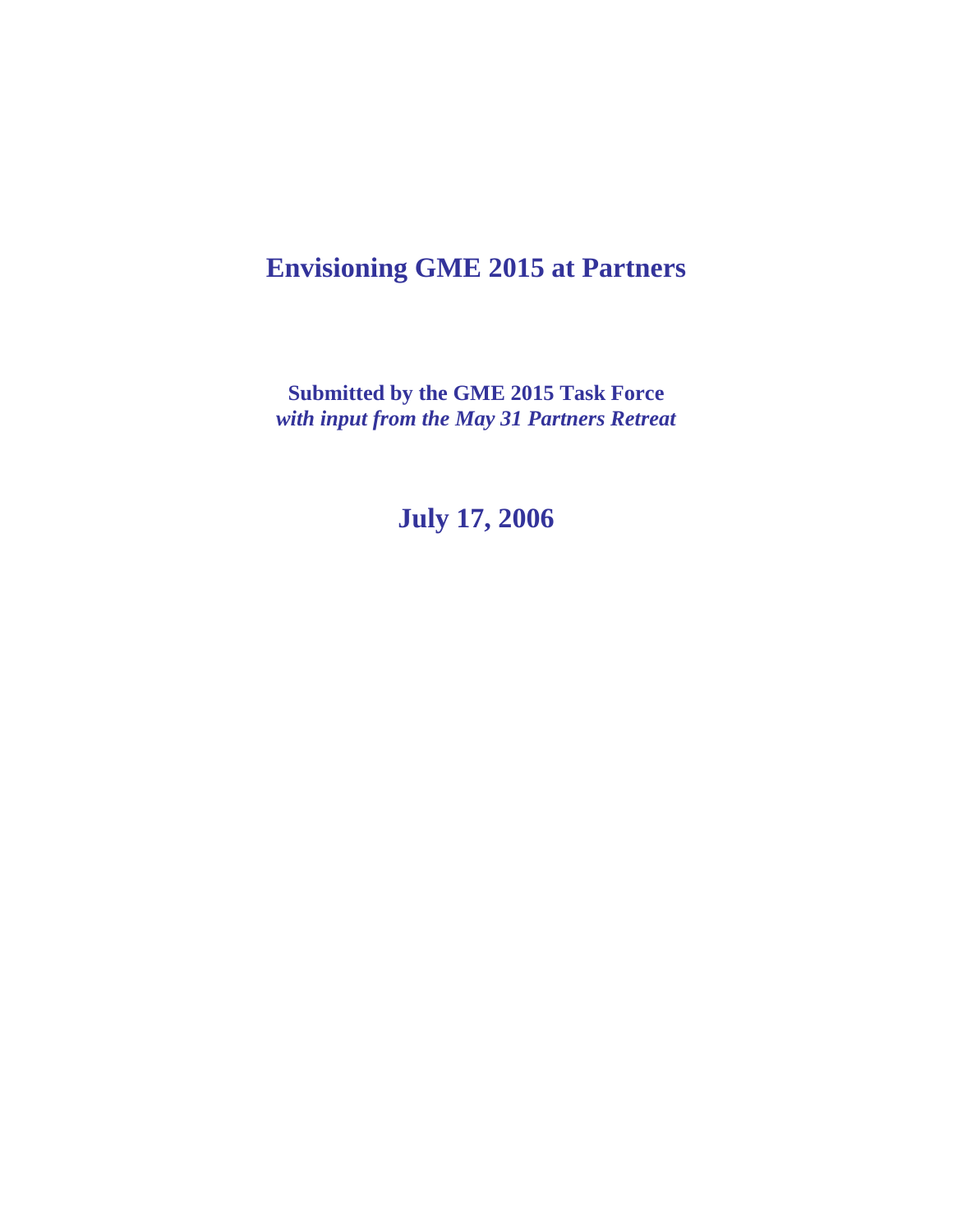# Envisioning GME 2015 at Partners

**Submitted by the GME 2015 Task Force**
***with input from the May 31 Partners Retreat***

## July 17, 2006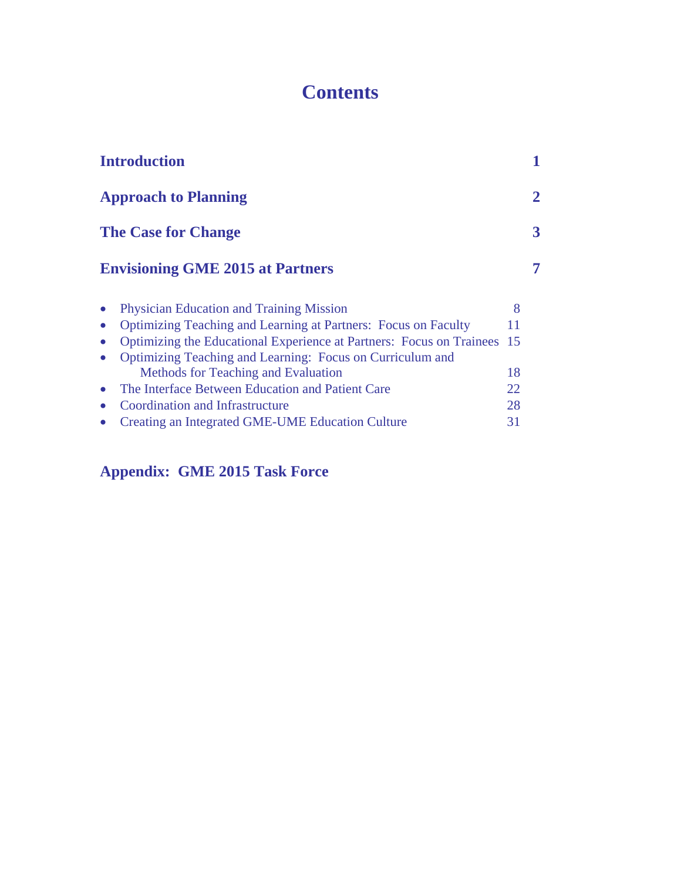# Contents

| | |
|---|---|
| **Introduction** | **1** |
| **Approach to Planning** | **2** |
| **The Case for Change** | **3** |
| **Envisioning GME 2015 at Partners** | **7** |

- Physician Education and Training Mission — 8
- Optimizing Teaching and Learning at Partners: Focus on Faculty — 11
- Optimizing the Educational Experience at Partners: Focus on Trainees — 15
- Optimizing Teaching and Learning: Focus on Curriculum and Methods for Teaching and Evaluation — 18
- The Interface Between Education and Patient Care — 22
- Coordination and Infrastructure — 28
- Creating an Integrated GME-UME Education Culture — 31

**Appendix: GME 2015 Task Force**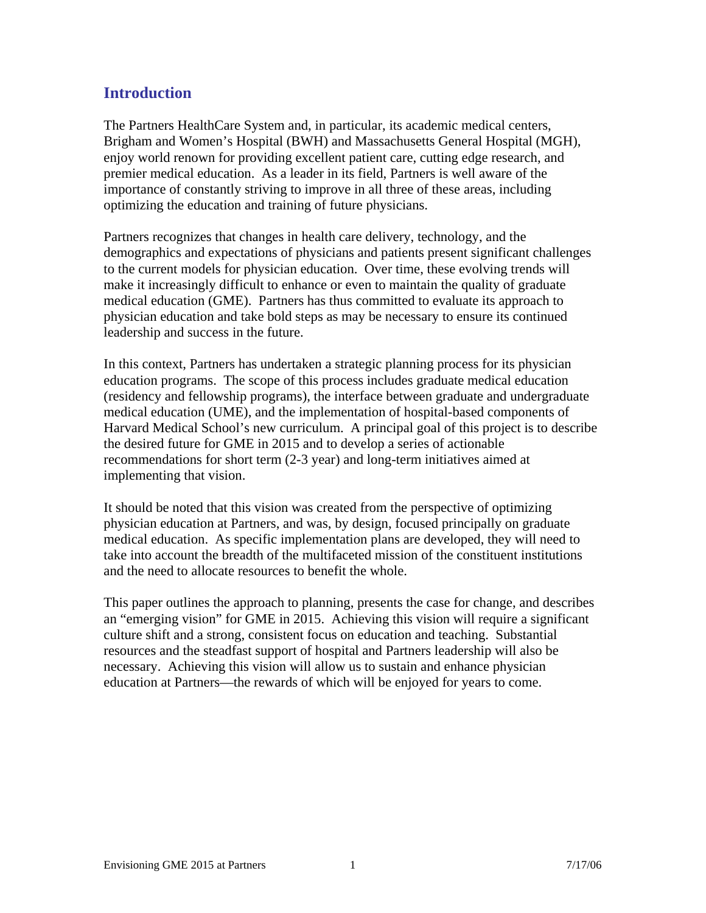## Introduction

The Partners HealthCare System and, in particular, its academic medical centers, Brigham and Women's Hospital (BWH) and Massachusetts General Hospital (MGH), enjoy world renown for providing excellent patient care, cutting edge research, and premier medical education. As a leader in its field, Partners is well aware of the importance of constantly striving to improve in all three of these areas, including optimizing the education and training of future physicians.

Partners recognizes that changes in health care delivery, technology, and the demographics and expectations of physicians and patients present significant challenges to the current models for physician education. Over time, these evolving trends will make it increasingly difficult to enhance or even to maintain the quality of graduate medical education (GME). Partners has thus committed to evaluate its approach to physician education and take bold steps as may be necessary to ensure its continued leadership and success in the future.

In this context, Partners has undertaken a strategic planning process for its physician education programs. The scope of this process includes graduate medical education (residency and fellowship programs), the interface between graduate and undergraduate medical education (UME), and the implementation of hospital-based components of Harvard Medical School's new curriculum. A principal goal of this project is to describe the desired future for GME in 2015 and to develop a series of actionable recommendations for short term (2-3 year) and long-term initiatives aimed at implementing that vision.

It should be noted that this vision was created from the perspective of optimizing physician education at Partners, and was, by design, focused principally on graduate medical education. As specific implementation plans are developed, they will need to take into account the breadth of the multifaceted mission of the constituent institutions and the need to allocate resources to benefit the whole.

This paper outlines the approach to planning, presents the case for change, and describes an "emerging vision" for GME in 2015. Achieving this vision will require a significant culture shift and a strong, consistent focus on education and teaching. Substantial resources and the steadfast support of hospital and Partners leadership will also be necessary. Achieving this vision will allow us to sustain and enhance physician education at Partners—the rewards of which will be enjoyed for years to come.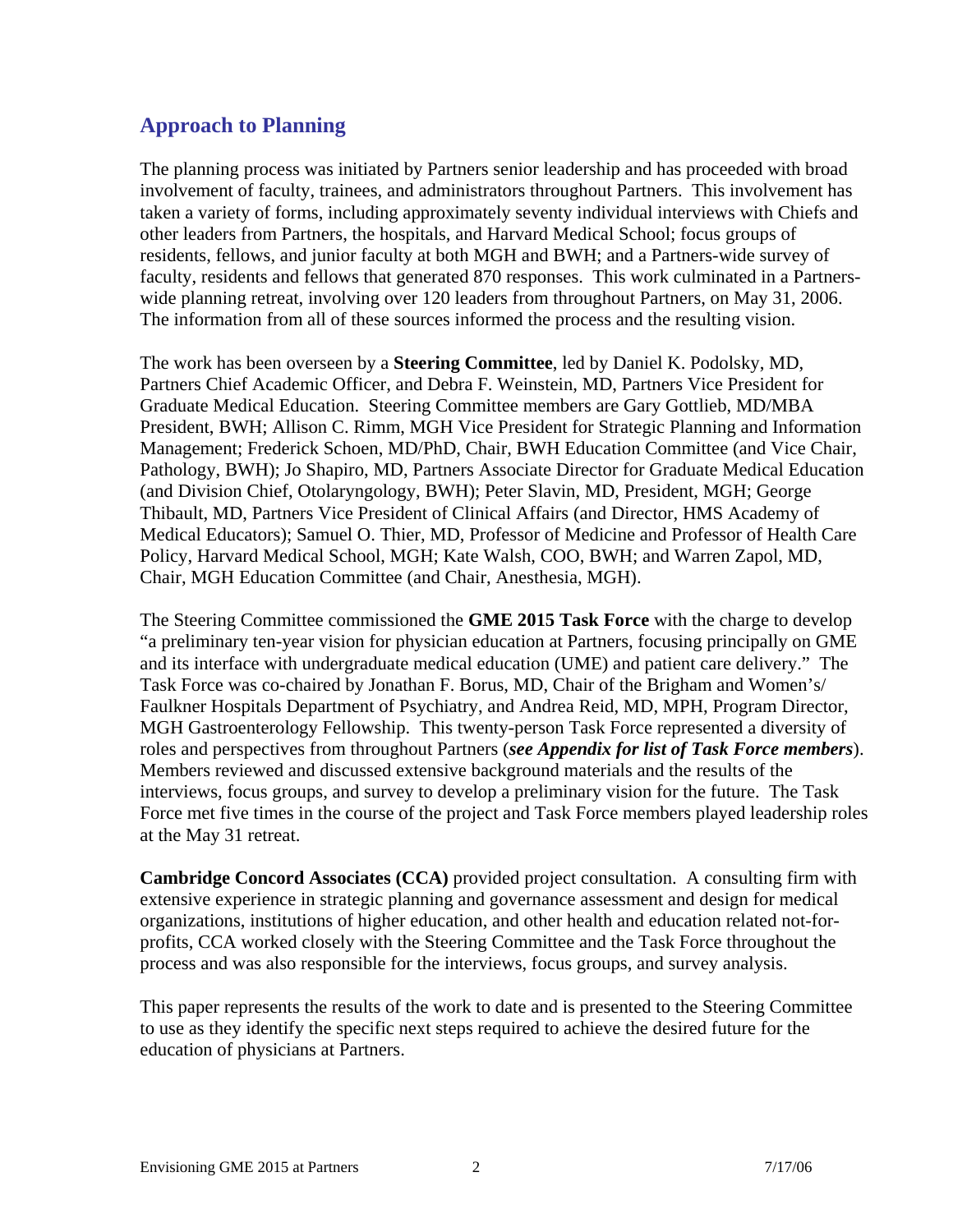## Approach to Planning

The planning process was initiated by Partners senior leadership and has proceeded with broad involvement of faculty, trainees, and administrators throughout Partners. This involvement has taken a variety of forms, including approximately seventy individual interviews with Chiefs and other leaders from Partners, the hospitals, and Harvard Medical School; focus groups of residents, fellows, and junior faculty at both MGH and BWH; and a Partners-wide survey of faculty, residents and fellows that generated 870 responses. This work culminated in a Partners-wide planning retreat, involving over 120 leaders from throughout Partners, on May 31, 2006. The information from all of these sources informed the process and the resulting vision.

The work has been overseen by a **Steering Committee**, led by Daniel K. Podolsky, MD, Partners Chief Academic Officer, and Debra F. Weinstein, MD, Partners Vice President for Graduate Medical Education. Steering Committee members are Gary Gottlieb, MD/MBA President, BWH; Allison C. Rimm, MGH Vice President for Strategic Planning and Information Management; Frederick Schoen, MD/PhD, Chair, BWH Education Committee (and Vice Chair, Pathology, BWH); Jo Shapiro, MD, Partners Associate Director for Graduate Medical Education (and Division Chief, Otolaryngology, BWH); Peter Slavin, MD, President, MGH; George Thibault, MD, Partners Vice President of Clinical Affairs (and Director, HMS Academy of Medical Educators); Samuel O. Thier, MD, Professor of Medicine and Professor of Health Care Policy, Harvard Medical School, MGH; Kate Walsh, COO, BWH; and Warren Zapol, MD, Chair, MGH Education Committee (and Chair, Anesthesia, MGH).

The Steering Committee commissioned the **GME 2015 Task Force** with the charge to develop "a preliminary ten-year vision for physician education at Partners, focusing principally on GME and its interface with undergraduate medical education (UME) and patient care delivery." The Task Force was co-chaired by Jonathan F. Borus, MD, Chair of the Brigham and Women's/ Faulkner Hospitals Department of Psychiatry, and Andrea Reid, MD, MPH, Program Director, MGH Gastroenterology Fellowship. This twenty-person Task Force represented a diversity of roles and perspectives from throughout Partners (***see Appendix for list of Task Force members***). Members reviewed and discussed extensive background materials and the results of the interviews, focus groups, and survey to develop a preliminary vision for the future. The Task Force met five times in the course of the project and Task Force members played leadership roles at the May 31 retreat.

**Cambridge Concord Associates (CCA)** provided project consultation. A consulting firm with extensive experience in strategic planning and governance assessment and design for medical organizations, institutions of higher education, and other health and education related not-for-profits, CCA worked closely with the Steering Committee and the Task Force throughout the process and was also responsible for the interviews, focus groups, and survey analysis.

This paper represents the results of the work to date and is presented to the Steering Committee to use as they identify the specific next steps required to achieve the desired future for the education of physicians at Partners.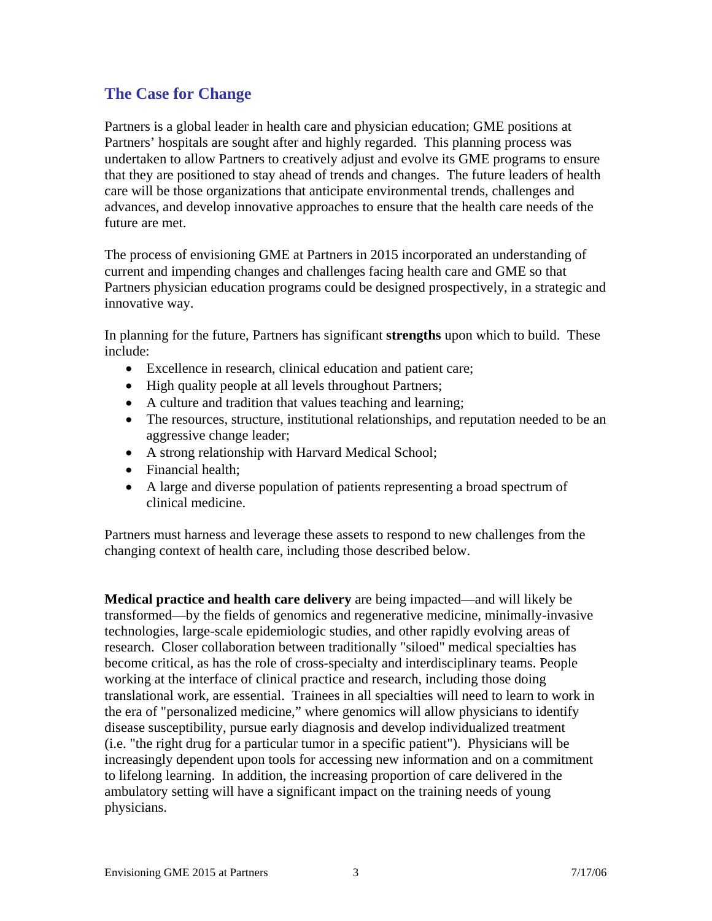## The Case for Change

Partners is a global leader in health care and physician education; GME positions at Partners' hospitals are sought after and highly regarded. This planning process was undertaken to allow Partners to creatively adjust and evolve its GME programs to ensure that they are positioned to stay ahead of trends and changes. The future leaders of health care will be those organizations that anticipate environmental trends, challenges and advances, and develop innovative approaches to ensure that the health care needs of the future are met.

The process of envisioning GME at Partners in 2015 incorporated an understanding of current and impending changes and challenges facing health care and GME so that Partners physician education programs could be designed prospectively, in a strategic and innovative way.

In planning for the future, Partners has significant **strengths** upon which to build. These include:

- Excellence in research, clinical education and patient care;
- High quality people at all levels throughout Partners;
- A culture and tradition that values teaching and learning;
- The resources, structure, institutional relationships, and reputation needed to be an aggressive change leader;
- A strong relationship with Harvard Medical School;
- Financial health;
- A large and diverse population of patients representing a broad spectrum of clinical medicine.

Partners must harness and leverage these assets to respond to new challenges from the changing context of health care, including those described below.

**Medical practice and health care delivery** are being impacted—and will likely be transformed—by the fields of genomics and regenerative medicine, minimally-invasive technologies, large-scale epidemiologic studies, and other rapidly evolving areas of research. Closer collaboration between traditionally "siloed" medical specialties has become critical, as has the role of cross-specialty and interdisciplinary teams. People working at the interface of clinical practice and research, including those doing translational work, are essential. Trainees in all specialties will need to learn to work in the era of "personalized medicine," where genomics will allow physicians to identify disease susceptibility, pursue early diagnosis and develop individualized treatment (i.e. "the right drug for a particular tumor in a specific patient"). Physicians will be increasingly dependent upon tools for accessing new information and on a commitment to lifelong learning. In addition, the increasing proportion of care delivered in the ambulatory setting will have a significant impact on the training needs of young physicians.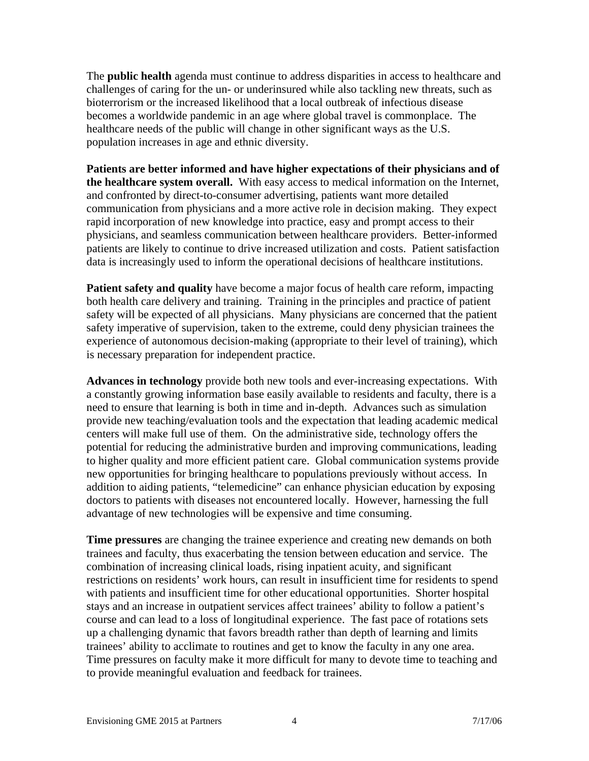The **public health** agenda must continue to address disparities in access to healthcare and challenges of caring for the un- or underinsured while also tackling new threats, such as bioterrorism or the increased likelihood that a local outbreak of infectious disease becomes a worldwide pandemic in an age where global travel is commonplace. The healthcare needs of the public will change in other significant ways as the U.S. population increases in age and ethnic diversity.

**Patients are better informed and have higher expectations of their physicians and of the healthcare system overall.** With easy access to medical information on the Internet, and confronted by direct-to-consumer advertising, patients want more detailed communication from physicians and a more active role in decision making. They expect rapid incorporation of new knowledge into practice, easy and prompt access to their physicians, and seamless communication between healthcare providers. Better-informed patients are likely to continue to drive increased utilization and costs. Patient satisfaction data is increasingly used to inform the operational decisions of healthcare institutions.

**Patient safety and quality** have become a major focus of health care reform, impacting both health care delivery and training. Training in the principles and practice of patient safety will be expected of all physicians. Many physicians are concerned that the patient safety imperative of supervision, taken to the extreme, could deny physician trainees the experience of autonomous decision-making (appropriate to their level of training), which is necessary preparation for independent practice.

**Advances in technology** provide both new tools and ever-increasing expectations. With a constantly growing information base easily available to residents and faculty, there is a need to ensure that learning is both in time and in-depth. Advances such as simulation provide new teaching/evaluation tools and the expectation that leading academic medical centers will make full use of them. On the administrative side, technology offers the potential for reducing the administrative burden and improving communications, leading to higher quality and more efficient patient care. Global communication systems provide new opportunities for bringing healthcare to populations previously without access. In addition to aiding patients, "telemedicine" can enhance physician education by exposing doctors to patients with diseases not encountered locally. However, harnessing the full advantage of new technologies will be expensive and time consuming.

**Time pressures** are changing the trainee experience and creating new demands on both trainees and faculty, thus exacerbating the tension between education and service. The combination of increasing clinical loads, rising inpatient acuity, and significant restrictions on residents' work hours, can result in insufficient time for residents to spend with patients and insufficient time for other educational opportunities. Shorter hospital stays and an increase in outpatient services affect trainees' ability to follow a patient's course and can lead to a loss of longitudinal experience. The fast pace of rotations sets up a challenging dynamic that favors breadth rather than depth of learning and limits trainees' ability to acclimate to routines and get to know the faculty in any one area. Time pressures on faculty make it more difficult for many to devote time to teaching and to provide meaningful evaluation and feedback for trainees.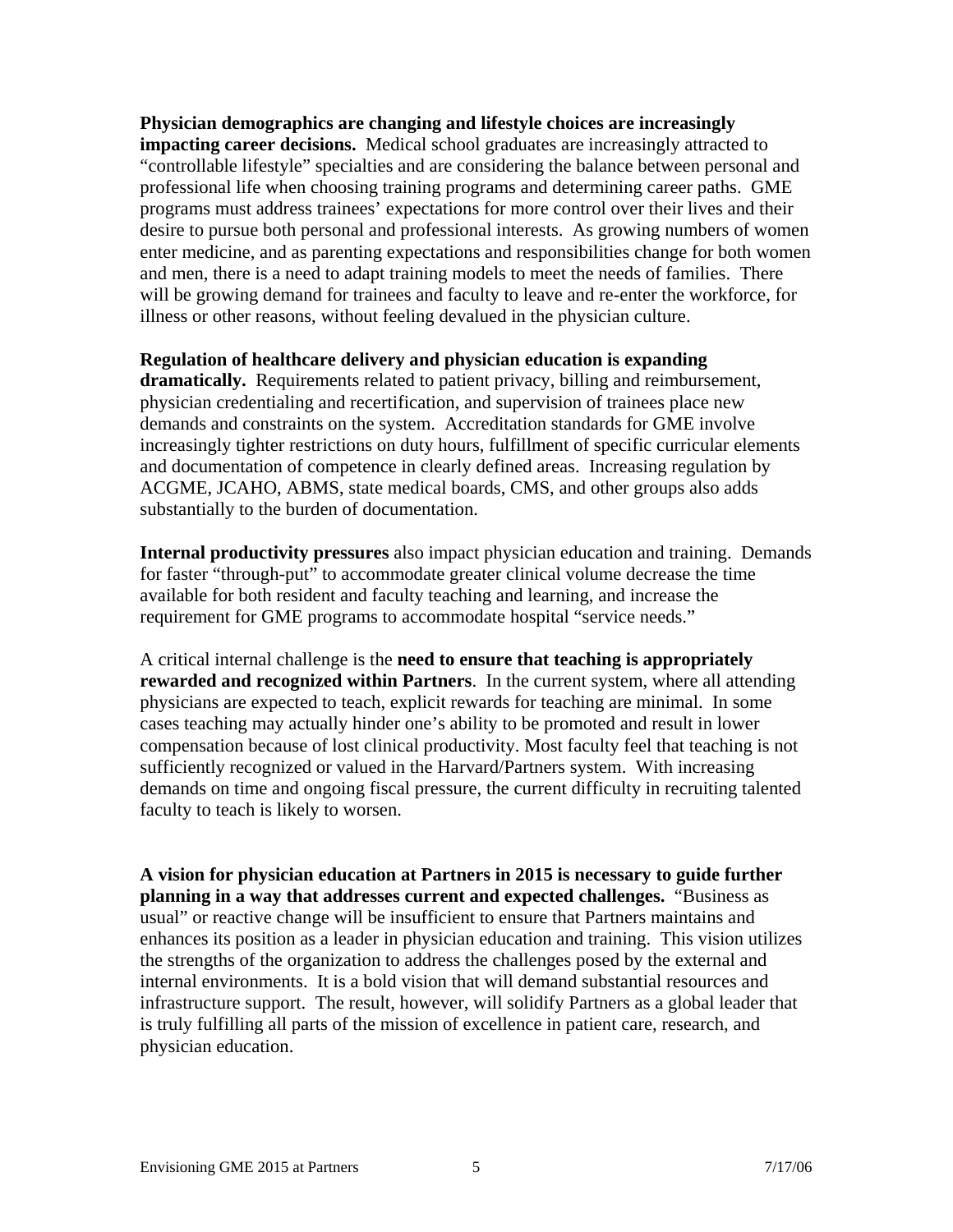**Physician demographics are changing and lifestyle choices are increasingly impacting career decisions.** Medical school graduates are increasingly attracted to “controllable lifestyle” specialties and are considering the balance between personal and professional life when choosing training programs and determining career paths. GME programs must address trainees’ expectations for more control over their lives and their desire to pursue both personal and professional interests. As growing numbers of women enter medicine, and as parenting expectations and responsibilities change for both women and men, there is a need to adapt training models to meet the needs of families. There will be growing demand for trainees and faculty to leave and re-enter the workforce, for illness or other reasons, without feeling devalued in the physician culture.

**Regulation of healthcare delivery and physician education is expanding dramatically.** Requirements related to patient privacy, billing and reimbursement, physician credentialing and recertification, and supervision of trainees place new demands and constraints on the system. Accreditation standards for GME involve increasingly tighter restrictions on duty hours, fulfillment of specific curricular elements and documentation of competence in clearly defined areas. Increasing regulation by ACGME, JCAHO, ABMS, state medical boards, CMS, and other groups also adds substantially to the burden of documentation.

**Internal productivity pressures** also impact physician education and training. Demands for faster “through-put” to accommodate greater clinical volume decrease the time available for both resident and faculty teaching and learning, and increase the requirement for GME programs to accommodate hospital “service needs.”

A critical internal challenge is the **need to ensure that teaching is appropriately rewarded and recognized within Partners**. In the current system, where all attending physicians are expected to teach, explicit rewards for teaching are minimal. In some cases teaching may actually hinder one’s ability to be promoted and result in lower compensation because of lost clinical productivity. Most faculty feel that teaching is not sufficiently recognized or valued in the Harvard/Partners system. With increasing demands on time and ongoing fiscal pressure, the current difficulty in recruiting talented faculty to teach is likely to worsen.

**A vision for physician education at Partners in 2015 is necessary to guide further planning in a way that addresses current and expected challenges.** “Business as usual” or reactive change will be insufficient to ensure that Partners maintains and enhances its position as a leader in physician education and training. This vision utilizes the strengths of the organization to address the challenges posed by the external and internal environments. It is a bold vision that will demand substantial resources and infrastructure support. The result, however, will solidify Partners as a global leader that is truly fulfilling all parts of the mission of excellence in patient care, research, and physician education.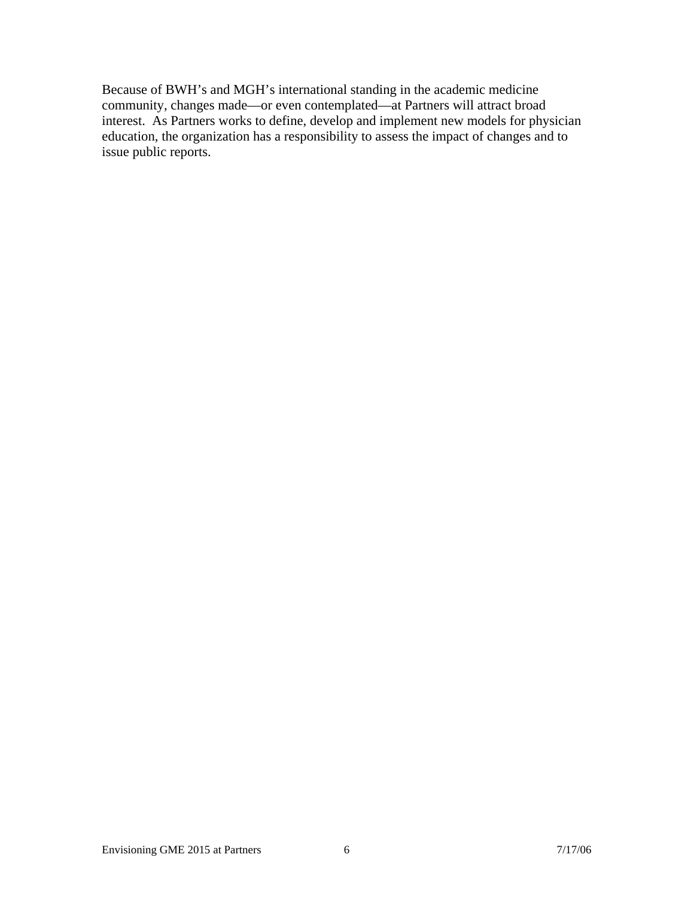Because of BWH's and MGH's international standing in the academic medicine community, changes made—or even contemplated—at Partners will attract broad interest. As Partners works to define, develop and implement new models for physician education, the organization has a responsibility to assess the impact of changes and to issue public reports.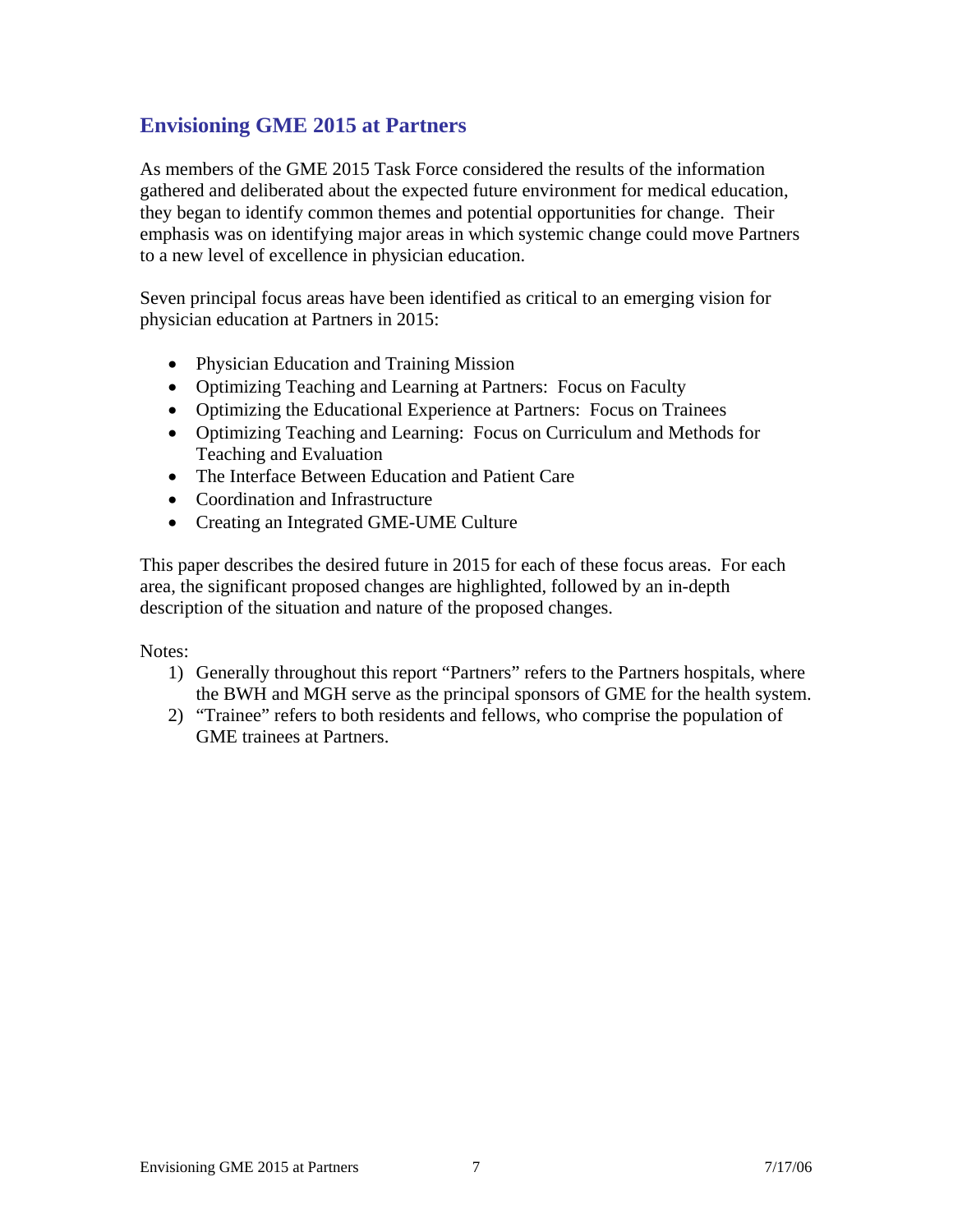## Envisioning GME 2015 at Partners

As members of the GME 2015 Task Force considered the results of the information gathered and deliberated about the expected future environment for medical education, they began to identify common themes and potential opportunities for change. Their emphasis was on identifying major areas in which systemic change could move Partners to a new level of excellence in physician education.

Seven principal focus areas have been identified as critical to an emerging vision for physician education at Partners in 2015:

- Physician Education and Training Mission
- Optimizing Teaching and Learning at Partners: Focus on Faculty
- Optimizing the Educational Experience at Partners: Focus on Trainees
- Optimizing Teaching and Learning: Focus on Curriculum and Methods for Teaching and Evaluation
- The Interface Between Education and Patient Care
- Coordination and Infrastructure
- Creating an Integrated GME-UME Culture

This paper describes the desired future in 2015 for each of these focus areas. For each area, the significant proposed changes are highlighted, followed by an in-depth description of the situation and nature of the proposed changes.

Notes:

1) Generally throughout this report "Partners" refers to the Partners hospitals, where the BWH and MGH serve as the principal sponsors of GME for the health system.
2) "Trainee" refers to both residents and fellows, who comprise the population of GME trainees at Partners.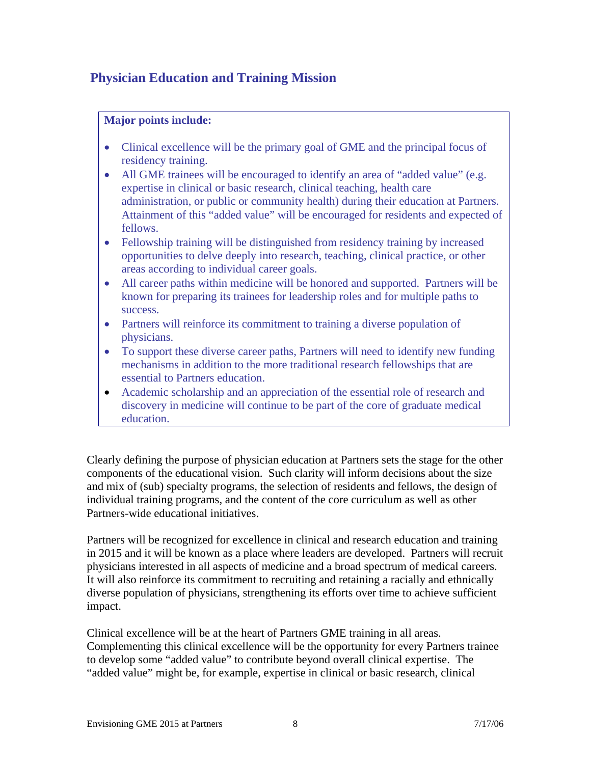## Physician Education and Training Mission

**Major points include:**

- Clinical excellence will be the primary goal of GME and the principal focus of residency training.
- All GME trainees will be encouraged to identify an area of "added value" (e.g. expertise in clinical or basic research, clinical teaching, health care administration, or public or community health) during their education at Partners. Attainment of this "added value" will be encouraged for residents and expected of fellows.
- Fellowship training will be distinguished from residency training by increased opportunities to delve deeply into research, teaching, clinical practice, or other areas according to individual career goals.
- All career paths within medicine will be honored and supported. Partners will be known for preparing its trainees for leadership roles and for multiple paths to success.
- Partners will reinforce its commitment to training a diverse population of physicians.
- To support these diverse career paths, Partners will need to identify new funding mechanisms in addition to the more traditional research fellowships that are essential to Partners education.
- Academic scholarship and an appreciation of the essential role of research and discovery in medicine will continue to be part of the core of graduate medical education.

Clearly defining the purpose of physician education at Partners sets the stage for the other components of the educational vision. Such clarity will inform decisions about the size and mix of (sub) specialty programs, the selection of residents and fellows, the design of individual training programs, and the content of the core curriculum as well as other Partners-wide educational initiatives.

Partners will be recognized for excellence in clinical and research education and training in 2015 and it will be known as a place where leaders are developed. Partners will recruit physicians interested in all aspects of medicine and a broad spectrum of medical careers. It will also reinforce its commitment to recruiting and retaining a racially and ethnically diverse population of physicians, strengthening its efforts over time to achieve sufficient impact.

Clinical excellence will be at the heart of Partners GME training in all areas. Complementing this clinical excellence will be the opportunity for every Partners trainee to develop some "added value" to contribute beyond overall clinical expertise. The "added value" might be, for example, expertise in clinical or basic research, clinical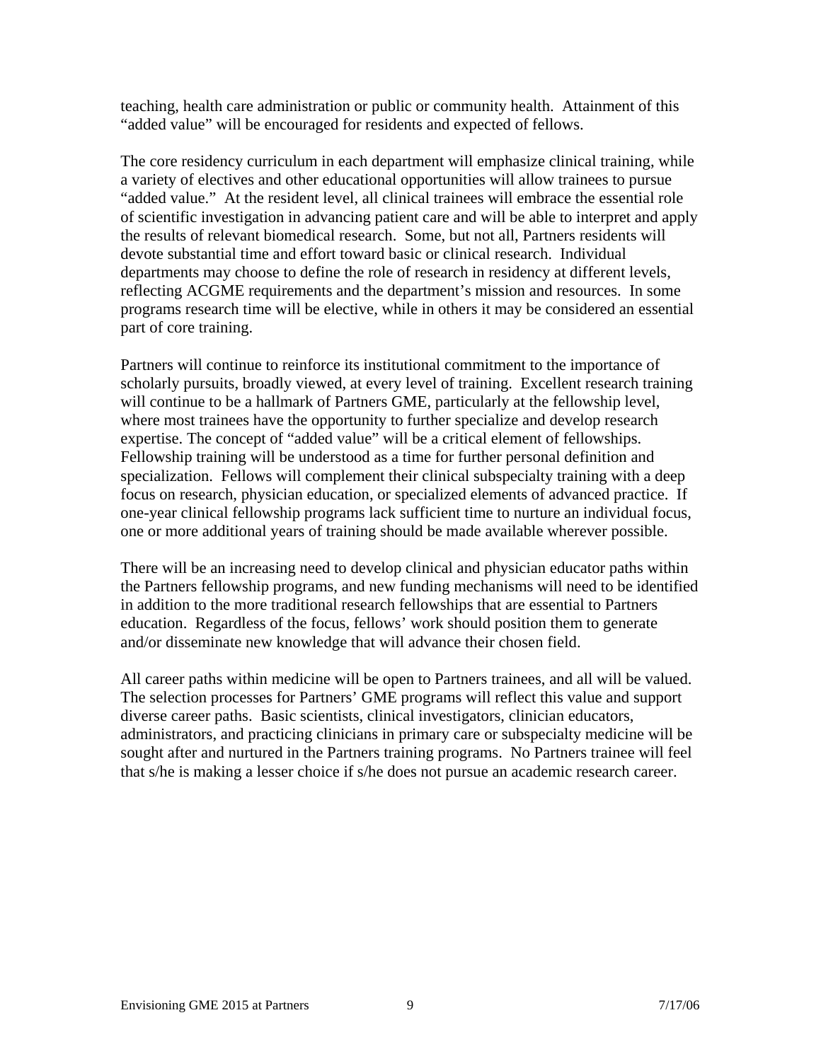teaching, health care administration or public or community health. Attainment of this "added value" will be encouraged for residents and expected of fellows.

The core residency curriculum in each department will emphasize clinical training, while a variety of electives and other educational opportunities will allow trainees to pursue "added value." At the resident level, all clinical trainees will embrace the essential role of scientific investigation in advancing patient care and will be able to interpret and apply the results of relevant biomedical research. Some, but not all, Partners residents will devote substantial time and effort toward basic or clinical research. Individual departments may choose to define the role of research in residency at different levels, reflecting ACGME requirements and the department's mission and resources. In some programs research time will be elective, while in others it may be considered an essential part of core training.

Partners will continue to reinforce its institutional commitment to the importance of scholarly pursuits, broadly viewed, at every level of training. Excellent research training will continue to be a hallmark of Partners GME, particularly at the fellowship level, where most trainees have the opportunity to further specialize and develop research expertise. The concept of "added value" will be a critical element of fellowships. Fellowship training will be understood as a time for further personal definition and specialization. Fellows will complement their clinical subspecialty training with a deep focus on research, physician education, or specialized elements of advanced practice. If one-year clinical fellowship programs lack sufficient time to nurture an individual focus, one or more additional years of training should be made available wherever possible.

There will be an increasing need to develop clinical and physician educator paths within the Partners fellowship programs, and new funding mechanisms will need to be identified in addition to the more traditional research fellowships that are essential to Partners education. Regardless of the focus, fellows' work should position them to generate and/or disseminate new knowledge that will advance their chosen field.

All career paths within medicine will be open to Partners trainees, and all will be valued. The selection processes for Partners' GME programs will reflect this value and support diverse career paths. Basic scientists, clinical investigators, clinician educators, administrators, and practicing clinicians in primary care or subspecialty medicine will be sought after and nurtured in the Partners training programs. No Partners trainee will feel that s/he is making a lesser choice if s/he does not pursue an academic research career.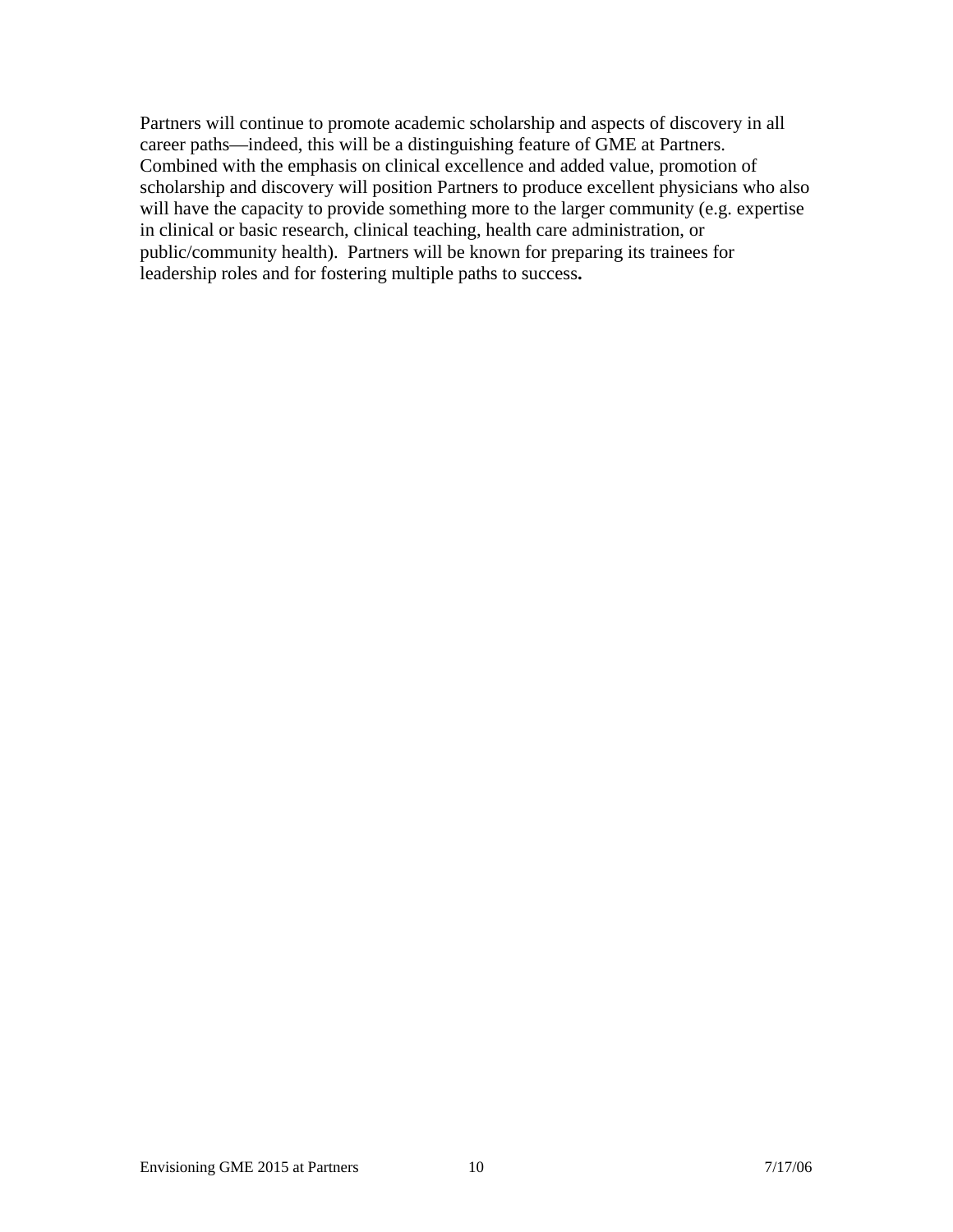Partners will continue to promote academic scholarship and aspects of discovery in all career paths—indeed, this will be a distinguishing feature of GME at Partners. Combined with the emphasis on clinical excellence and added value, promotion of scholarship and discovery will position Partners to produce excellent physicians who also will have the capacity to provide something more to the larger community (e.g. expertise in clinical or basic research, clinical teaching, health care administration, or public/community health). Partners will be known for preparing its trainees for leadership roles and for fostering multiple paths to success**.**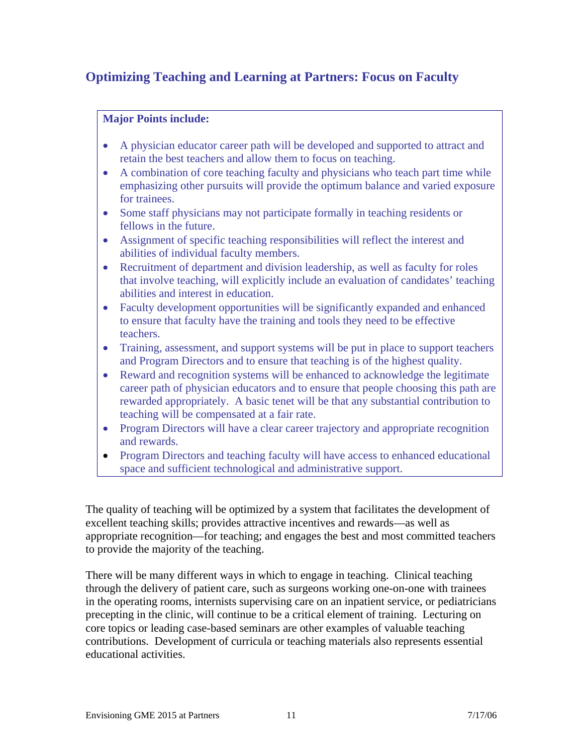## Optimizing Teaching and Learning at Partners: Focus on Faculty

**Major Points include:**

- A physician educator career path will be developed and supported to attract and retain the best teachers and allow them to focus on teaching.
- A combination of core teaching faculty and physicians who teach part time while emphasizing other pursuits will provide the optimum balance and varied exposure for trainees.
- Some staff physicians may not participate formally in teaching residents or fellows in the future.
- Assignment of specific teaching responsibilities will reflect the interest and abilities of individual faculty members.
- Recruitment of department and division leadership, as well as faculty for roles that involve teaching, will explicitly include an evaluation of candidates' teaching abilities and interest in education.
- Faculty development opportunities will be significantly expanded and enhanced to ensure that faculty have the training and tools they need to be effective teachers.
- Training, assessment, and support systems will be put in place to support teachers and Program Directors and to ensure that teaching is of the highest quality.
- Reward and recognition systems will be enhanced to acknowledge the legitimate career path of physician educators and to ensure that people choosing this path are rewarded appropriately. A basic tenet will be that any substantial contribution to teaching will be compensated at a fair rate.
- Program Directors will have a clear career trajectory and appropriate recognition and rewards.
- Program Directors and teaching faculty will have access to enhanced educational space and sufficient technological and administrative support.

The quality of teaching will be optimized by a system that facilitates the development of excellent teaching skills; provides attractive incentives and rewards—as well as appropriate recognition—for teaching; and engages the best and most committed teachers to provide the majority of the teaching.

There will be many different ways in which to engage in teaching. Clinical teaching through the delivery of patient care, such as surgeons working one-on-one with trainees in the operating rooms, internists supervising care on an inpatient service, or pediatricians precepting in the clinic, will continue to be a critical element of training. Lecturing on core topics or leading case-based seminars are other examples of valuable teaching contributions. Development of curricula or teaching materials also represents essential educational activities.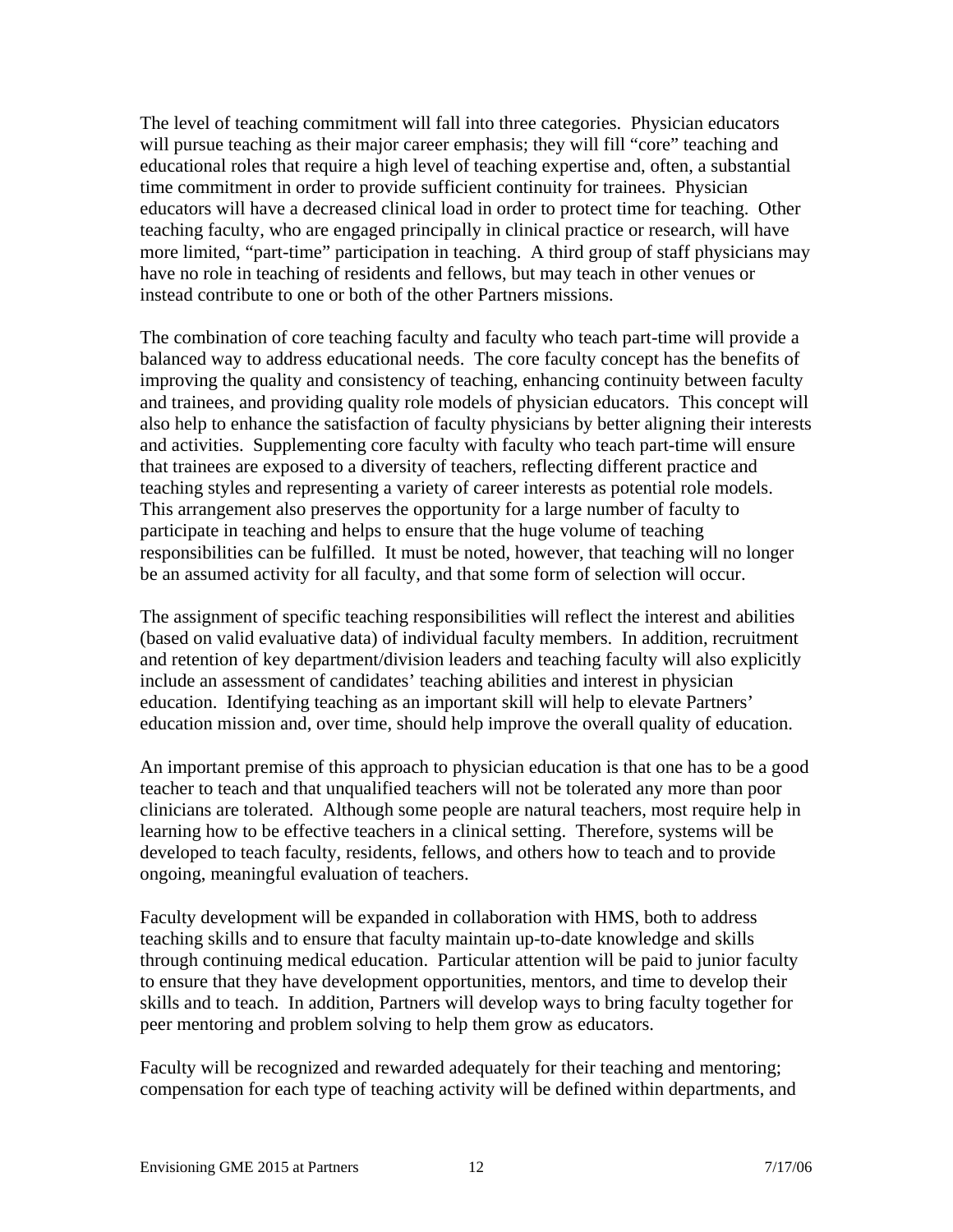The level of teaching commitment will fall into three categories. Physician educators will pursue teaching as their major career emphasis; they will fill "core" teaching and educational roles that require a high level of teaching expertise and, often, a substantial time commitment in order to provide sufficient continuity for trainees. Physician educators will have a decreased clinical load in order to protect time for teaching. Other teaching faculty, who are engaged principally in clinical practice or research, will have more limited, "part-time" participation in teaching. A third group of staff physicians may have no role in teaching of residents and fellows, but may teach in other venues or instead contribute to one or both of the other Partners missions.

The combination of core teaching faculty and faculty who teach part-time will provide a balanced way to address educational needs. The core faculty concept has the benefits of improving the quality and consistency of teaching, enhancing continuity between faculty and trainees, and providing quality role models of physician educators. This concept will also help to enhance the satisfaction of faculty physicians by better aligning their interests and activities. Supplementing core faculty with faculty who teach part-time will ensure that trainees are exposed to a diversity of teachers, reflecting different practice and teaching styles and representing a variety of career interests as potential role models. This arrangement also preserves the opportunity for a large number of faculty to participate in teaching and helps to ensure that the huge volume of teaching responsibilities can be fulfilled. It must be noted, however, that teaching will no longer be an assumed activity for all faculty, and that some form of selection will occur.

The assignment of specific teaching responsibilities will reflect the interest and abilities (based on valid evaluative data) of individual faculty members. In addition, recruitment and retention of key department/division leaders and teaching faculty will also explicitly include an assessment of candidates' teaching abilities and interest in physician education. Identifying teaching as an important skill will help to elevate Partners' education mission and, over time, should help improve the overall quality of education.

An important premise of this approach to physician education is that one has to be a good teacher to teach and that unqualified teachers will not be tolerated any more than poor clinicians are tolerated. Although some people are natural teachers, most require help in learning how to be effective teachers in a clinical setting. Therefore, systems will be developed to teach faculty, residents, fellows, and others how to teach and to provide ongoing, meaningful evaluation of teachers.

Faculty development will be expanded in collaboration with HMS, both to address teaching skills and to ensure that faculty maintain up-to-date knowledge and skills through continuing medical education. Particular attention will be paid to junior faculty to ensure that they have development opportunities, mentors, and time to develop their skills and to teach. In addition, Partners will develop ways to bring faculty together for peer mentoring and problem solving to help them grow as educators.

Faculty will be recognized and rewarded adequately for their teaching and mentoring; compensation for each type of teaching activity will be defined within departments, and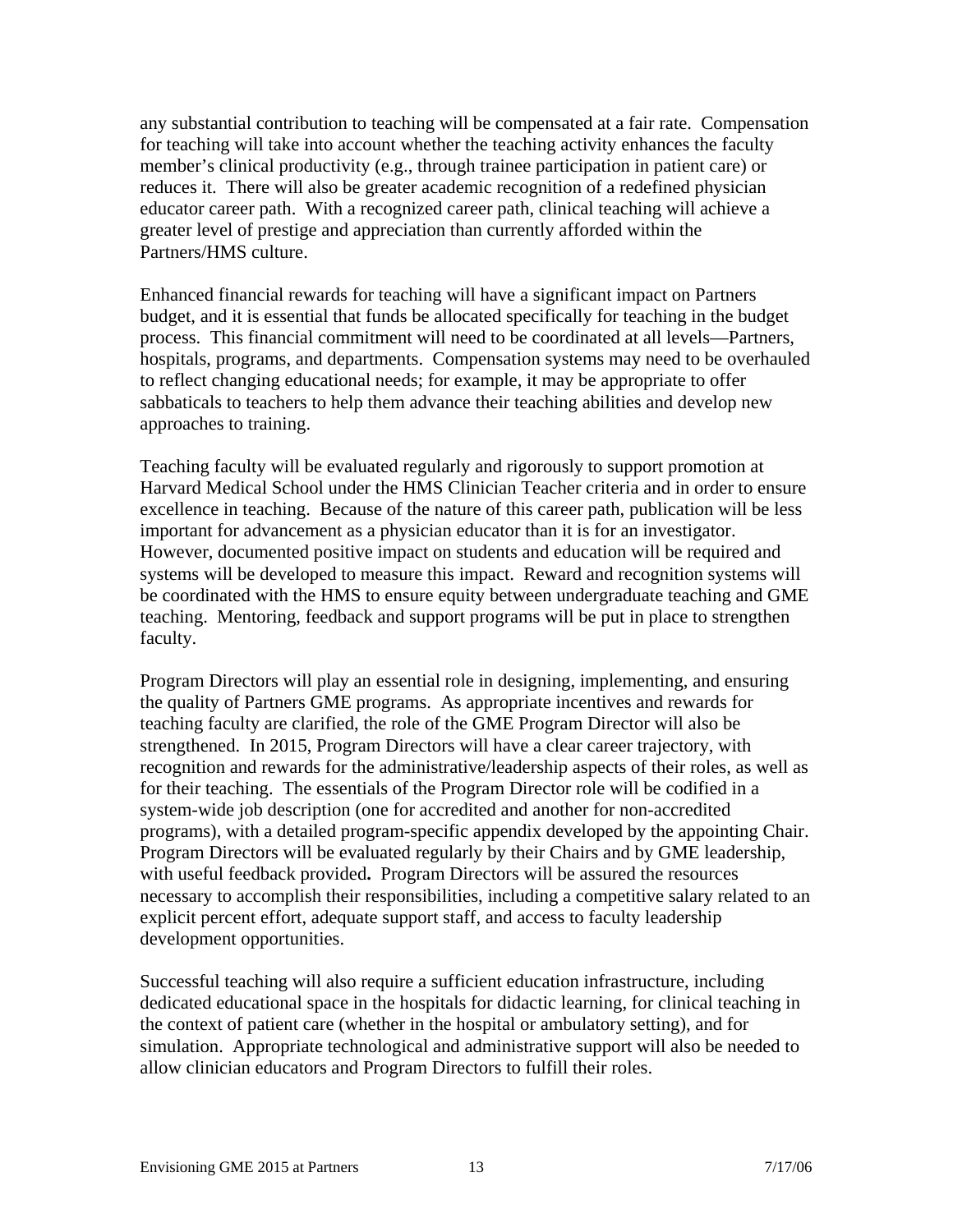any substantial contribution to teaching will be compensated at a fair rate. Compensation for teaching will take into account whether the teaching activity enhances the faculty member's clinical productivity (e.g., through trainee participation in patient care) or reduces it. There will also be greater academic recognition of a redefined physician educator career path. With a recognized career path, clinical teaching will achieve a greater level of prestige and appreciation than currently afforded within the Partners/HMS culture.

Enhanced financial rewards for teaching will have a significant impact on Partners budget, and it is essential that funds be allocated specifically for teaching in the budget process. This financial commitment will need to be coordinated at all levels—Partners, hospitals, programs, and departments. Compensation systems may need to be overhauled to reflect changing educational needs; for example, it may be appropriate to offer sabbaticals to teachers to help them advance their teaching abilities and develop new approaches to training.

Teaching faculty will be evaluated regularly and rigorously to support promotion at Harvard Medical School under the HMS Clinician Teacher criteria and in order to ensure excellence in teaching. Because of the nature of this career path, publication will be less important for advancement as a physician educator than it is for an investigator. However, documented positive impact on students and education will be required and systems will be developed to measure this impact. Reward and recognition systems will be coordinated with the HMS to ensure equity between undergraduate teaching and GME teaching. Mentoring, feedback and support programs will be put in place to strengthen faculty.

Program Directors will play an essential role in designing, implementing, and ensuring the quality of Partners GME programs. As appropriate incentives and rewards for teaching faculty are clarified, the role of the GME Program Director will also be strengthened. In 2015, Program Directors will have a clear career trajectory, with recognition and rewards for the administrative/leadership aspects of their roles, as well as for their teaching. The essentials of the Program Director role will be codified in a system-wide job description (one for accredited and another for non-accredited programs), with a detailed program-specific appendix developed by the appointing Chair. Program Directors will be evaluated regularly by their Chairs and by GME leadership, with useful feedback provided**.** Program Directors will be assured the resources necessary to accomplish their responsibilities, including a competitive salary related to an explicit percent effort, adequate support staff, and access to faculty leadership development opportunities.

Successful teaching will also require a sufficient education infrastructure, including dedicated educational space in the hospitals for didactic learning, for clinical teaching in the context of patient care (whether in the hospital or ambulatory setting), and for simulation. Appropriate technological and administrative support will also be needed to allow clinician educators and Program Directors to fulfill their roles.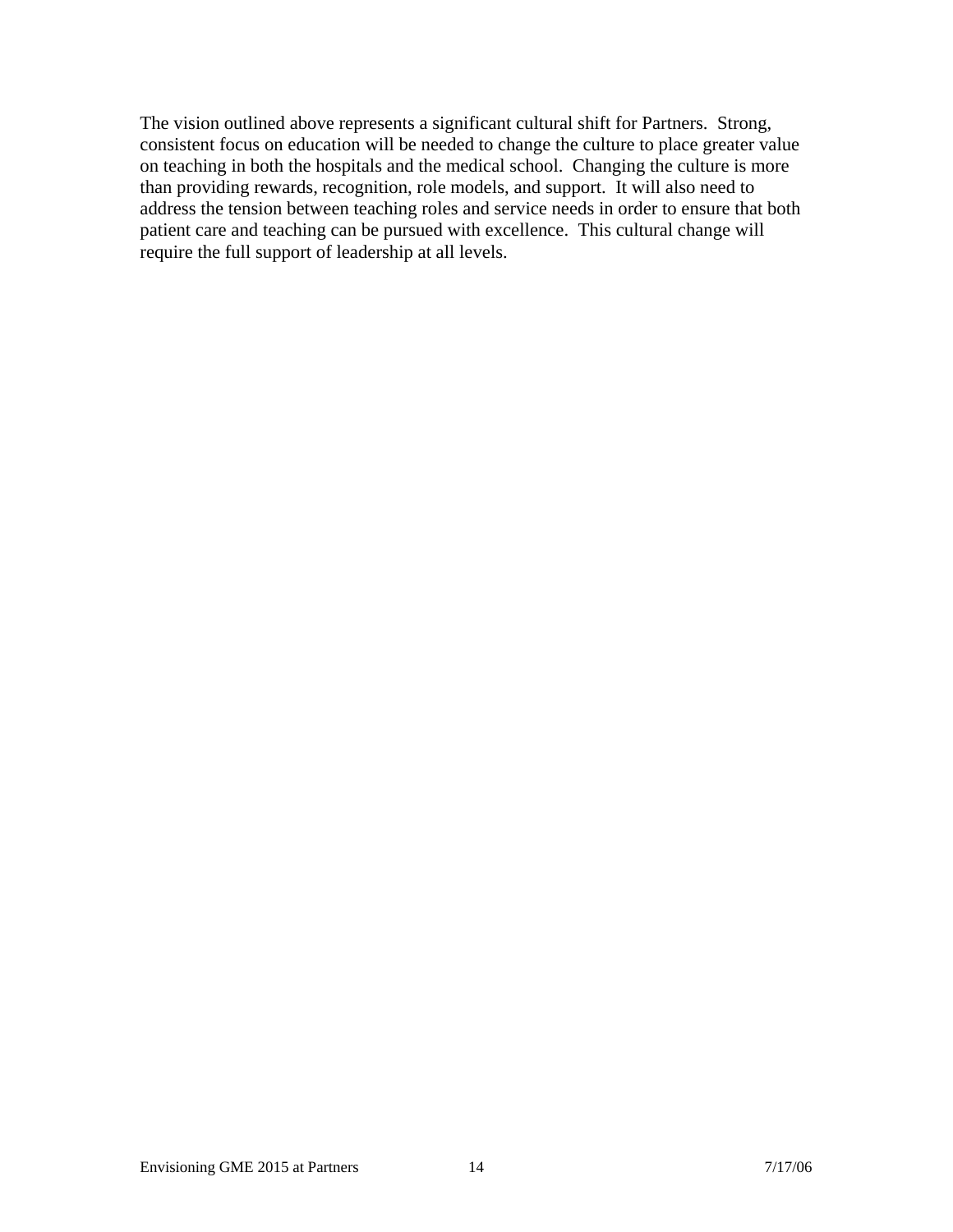The vision outlined above represents a significant cultural shift for Partners. Strong, consistent focus on education will be needed to change the culture to place greater value on teaching in both the hospitals and the medical school. Changing the culture is more than providing rewards, recognition, role models, and support. It will also need to address the tension between teaching roles and service needs in order to ensure that both patient care and teaching can be pursued with excellence. This cultural change will require the full support of leadership at all levels.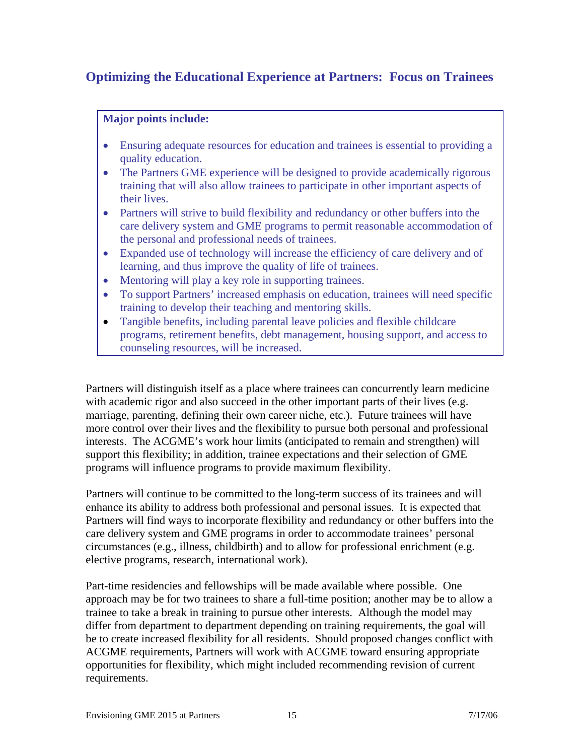## Optimizing the Educational Experience at Partners: Focus on Trainees

**Major points include:**

- Ensuring adequate resources for education and trainees is essential to providing a quality education.
- The Partners GME experience will be designed to provide academically rigorous training that will also allow trainees to participate in other important aspects of their lives.
- Partners will strive to build flexibility and redundancy or other buffers into the care delivery system and GME programs to permit reasonable accommodation of the personal and professional needs of trainees.
- Expanded use of technology will increase the efficiency of care delivery and of learning, and thus improve the quality of life of trainees.
- Mentoring will play a key role in supporting trainees.
- To support Partners' increased emphasis on education, trainees will need specific training to develop their teaching and mentoring skills.
- Tangible benefits, including parental leave policies and flexible childcare programs, retirement benefits, debt management, housing support, and access to counseling resources, will be increased.

Partners will distinguish itself as a place where trainees can concurrently learn medicine with academic rigor and also succeed in the other important parts of their lives (e.g. marriage, parenting, defining their own career niche, etc.). Future trainees will have more control over their lives and the flexibility to pursue both personal and professional interests. The ACGME's work hour limits (anticipated to remain and strengthen) will support this flexibility; in addition, trainee expectations and their selection of GME programs will influence programs to provide maximum flexibility.

Partners will continue to be committed to the long-term success of its trainees and will enhance its ability to address both professional and personal issues. It is expected that Partners will find ways to incorporate flexibility and redundancy or other buffers into the care delivery system and GME programs in order to accommodate trainees' personal circumstances (e.g., illness, childbirth) and to allow for professional enrichment (e.g. elective programs, research, international work).

Part-time residencies and fellowships will be made available where possible. One approach may be for two trainees to share a full-time position; another may be to allow a trainee to take a break in training to pursue other interests. Although the model may differ from department to department depending on training requirements, the goal will be to create increased flexibility for all residents. Should proposed changes conflict with ACGME requirements, Partners will work with ACGME toward ensuring appropriate opportunities for flexibility, which might included recommending revision of current requirements.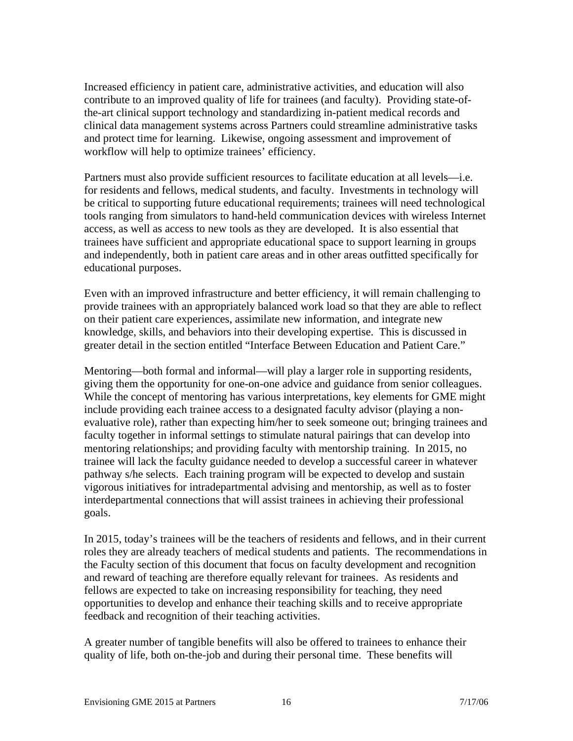Increased efficiency in patient care, administrative activities, and education will also contribute to an improved quality of life for trainees (and faculty). Providing state-of-the-art clinical support technology and standardizing in-patient medical records and clinical data management systems across Partners could streamline administrative tasks and protect time for learning. Likewise, ongoing assessment and improvement of workflow will help to optimize trainees' efficiency.

Partners must also provide sufficient resources to facilitate education at all levels—i.e. for residents and fellows, medical students, and faculty. Investments in technology will be critical to supporting future educational requirements; trainees will need technological tools ranging from simulators to hand-held communication devices with wireless Internet access, as well as access to new tools as they are developed. It is also essential that trainees have sufficient and appropriate educational space to support learning in groups and independently, both in patient care areas and in other areas outfitted specifically for educational purposes.

Even with an improved infrastructure and better efficiency, it will remain challenging to provide trainees with an appropriately balanced work load so that they are able to reflect on their patient care experiences, assimilate new information, and integrate new knowledge, skills, and behaviors into their developing expertise. This is discussed in greater detail in the section entitled "Interface Between Education and Patient Care."

Mentoring—both formal and informal—will play a larger role in supporting residents, giving them the opportunity for one-on-one advice and guidance from senior colleagues. While the concept of mentoring has various interpretations, key elements for GME might include providing each trainee access to a designated faculty advisor (playing a non-evaluative role), rather than expecting him/her to seek someone out; bringing trainees and faculty together in informal settings to stimulate natural pairings that can develop into mentoring relationships; and providing faculty with mentorship training. In 2015, no trainee will lack the faculty guidance needed to develop a successful career in whatever pathway s/he selects. Each training program will be expected to develop and sustain vigorous initiatives for intradepartmental advising and mentorship, as well as to foster interdepartmental connections that will assist trainees in achieving their professional goals.

In 2015, today's trainees will be the teachers of residents and fellows, and in their current roles they are already teachers of medical students and patients. The recommendations in the Faculty section of this document that focus on faculty development and recognition and reward of teaching are therefore equally relevant for trainees. As residents and fellows are expected to take on increasing responsibility for teaching, they need opportunities to develop and enhance their teaching skills and to receive appropriate feedback and recognition of their teaching activities.

A greater number of tangible benefits will also be offered to trainees to enhance their quality of life, both on-the-job and during their personal time. These benefits will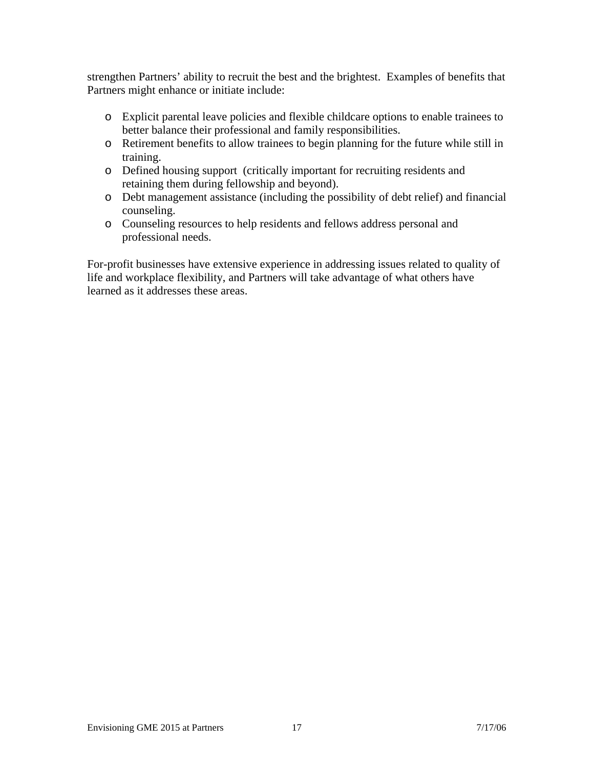strengthen Partners' ability to recruit the best and the brightest.  Examples of benefits that Partners might enhance or initiate include:

- Explicit parental leave policies and flexible childcare options to enable trainees to better balance their professional and family responsibilities.
- Retirement benefits to allow trainees to begin planning for the future while still in training.
- Defined housing support  (critically important for recruiting residents and retaining them during fellowship and beyond).
- Debt management assistance (including the possibility of debt relief) and financial counseling.
- Counseling resources to help residents and fellows address personal and professional needs.

For-profit businesses have extensive experience in addressing issues related to quality of life and workplace flexibility, and Partners will take advantage of what others have learned as it addresses these areas.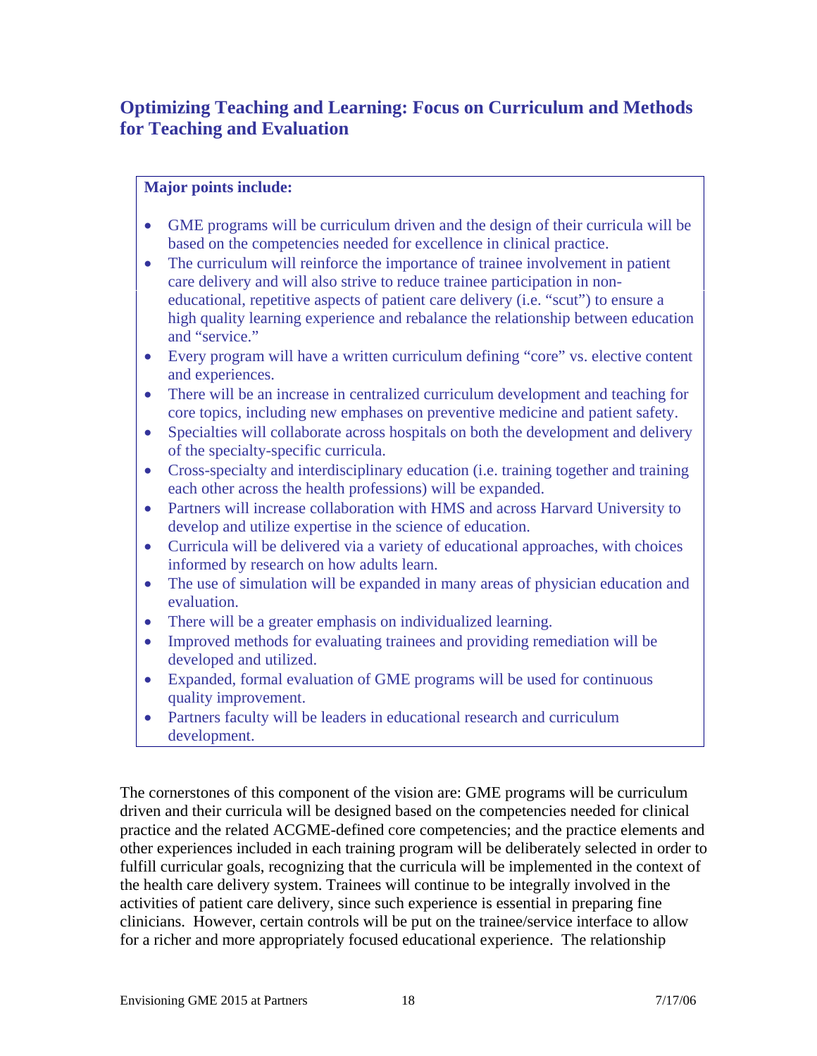## Optimizing Teaching and Learning: Focus on Curriculum and Methods for Teaching and Evaluation

**Major points include:**

- GME programs will be curriculum driven and the design of their curricula will be based on the competencies needed for excellence in clinical practice.
- The curriculum will reinforce the importance of trainee involvement in patient care delivery and will also strive to reduce trainee participation in non-educational, repetitive aspects of patient care delivery (i.e. "scut") to ensure a high quality learning experience and rebalance the relationship between education and "service."
- Every program will have a written curriculum defining "core" vs. elective content and experiences.
- There will be an increase in centralized curriculum development and teaching for core topics, including new emphases on preventive medicine and patient safety.
- Specialties will collaborate across hospitals on both the development and delivery of the specialty-specific curricula.
- Cross-specialty and interdisciplinary education (i.e. training together and training each other across the health professions) will be expanded.
- Partners will increase collaboration with HMS and across Harvard University to develop and utilize expertise in the science of education.
- Curricula will be delivered via a variety of educational approaches, with choices informed by research on how adults learn.
- The use of simulation will be expanded in many areas of physician education and evaluation.
- There will be a greater emphasis on individualized learning.
- Improved methods for evaluating trainees and providing remediation will be developed and utilized.
- Expanded, formal evaluation of GME programs will be used for continuous quality improvement.
- Partners faculty will be leaders in educational research and curriculum development.

The cornerstones of this component of the vision are: GME programs will be curriculum driven and their curricula will be designed based on the competencies needed for clinical practice and the related ACGME-defined core competencies; and the practice elements and other experiences included in each training program will be deliberately selected in order to fulfill curricular goals, recognizing that the curricula will be implemented in the context of the health care delivery system. Trainees will continue to be integrally involved in the activities of patient care delivery, since such experience is essential in preparing fine clinicians. However, certain controls will be put on the trainee/service interface to allow for a richer and more appropriately focused educational experience. The relationship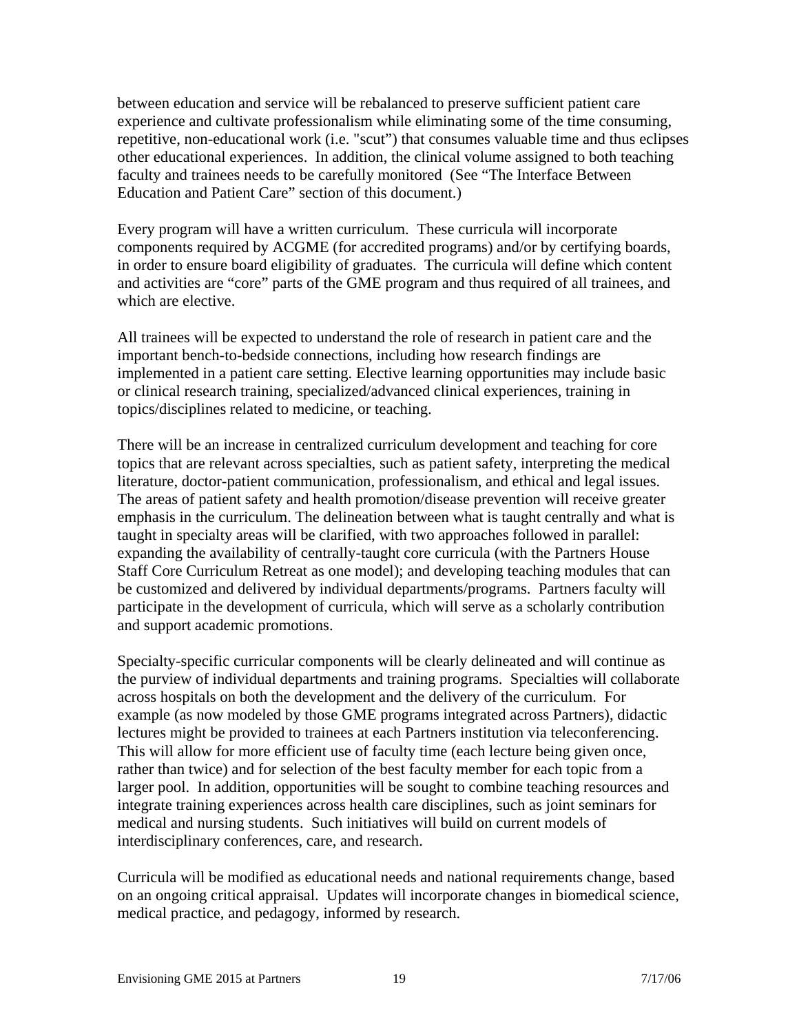between education and service will be rebalanced to preserve sufficient patient care experience and cultivate professionalism while eliminating some of the time consuming, repetitive, non-educational work (i.e. "scut") that consumes valuable time and thus eclipses other educational experiences. In addition, the clinical volume assigned to both teaching faculty and trainees needs to be carefully monitored (See "The Interface Between Education and Patient Care" section of this document.)

Every program will have a written curriculum. These curricula will incorporate components required by ACGME (for accredited programs) and/or by certifying boards, in order to ensure board eligibility of graduates. The curricula will define which content and activities are "core" parts of the GME program and thus required of all trainees, and which are elective.

All trainees will be expected to understand the role of research in patient care and the important bench-to-bedside connections, including how research findings are implemented in a patient care setting. Elective learning opportunities may include basic or clinical research training, specialized/advanced clinical experiences, training in topics/disciplines related to medicine, or teaching.

There will be an increase in centralized curriculum development and teaching for core topics that are relevant across specialties, such as patient safety, interpreting the medical literature, doctor-patient communication, professionalism, and ethical and legal issues. The areas of patient safety and health promotion/disease prevention will receive greater emphasis in the curriculum. The delineation between what is taught centrally and what is taught in specialty areas will be clarified, with two approaches followed in parallel: expanding the availability of centrally-taught core curricula (with the Partners House Staff Core Curriculum Retreat as one model); and developing teaching modules that can be customized and delivered by individual departments/programs. Partners faculty will participate in the development of curricula, which will serve as a scholarly contribution and support academic promotions.

Specialty-specific curricular components will be clearly delineated and will continue as the purview of individual departments and training programs. Specialties will collaborate across hospitals on both the development and the delivery of the curriculum. For example (as now modeled by those GME programs integrated across Partners), didactic lectures might be provided to trainees at each Partners institution via teleconferencing. This will allow for more efficient use of faculty time (each lecture being given once, rather than twice) and for selection of the best faculty member for each topic from a larger pool. In addition, opportunities will be sought to combine teaching resources and integrate training experiences across health care disciplines, such as joint seminars for medical and nursing students. Such initiatives will build on current models of interdisciplinary conferences, care, and research.

Curricula will be modified as educational needs and national requirements change, based on an ongoing critical appraisal. Updates will incorporate changes in biomedical science, medical practice, and pedagogy, informed by research.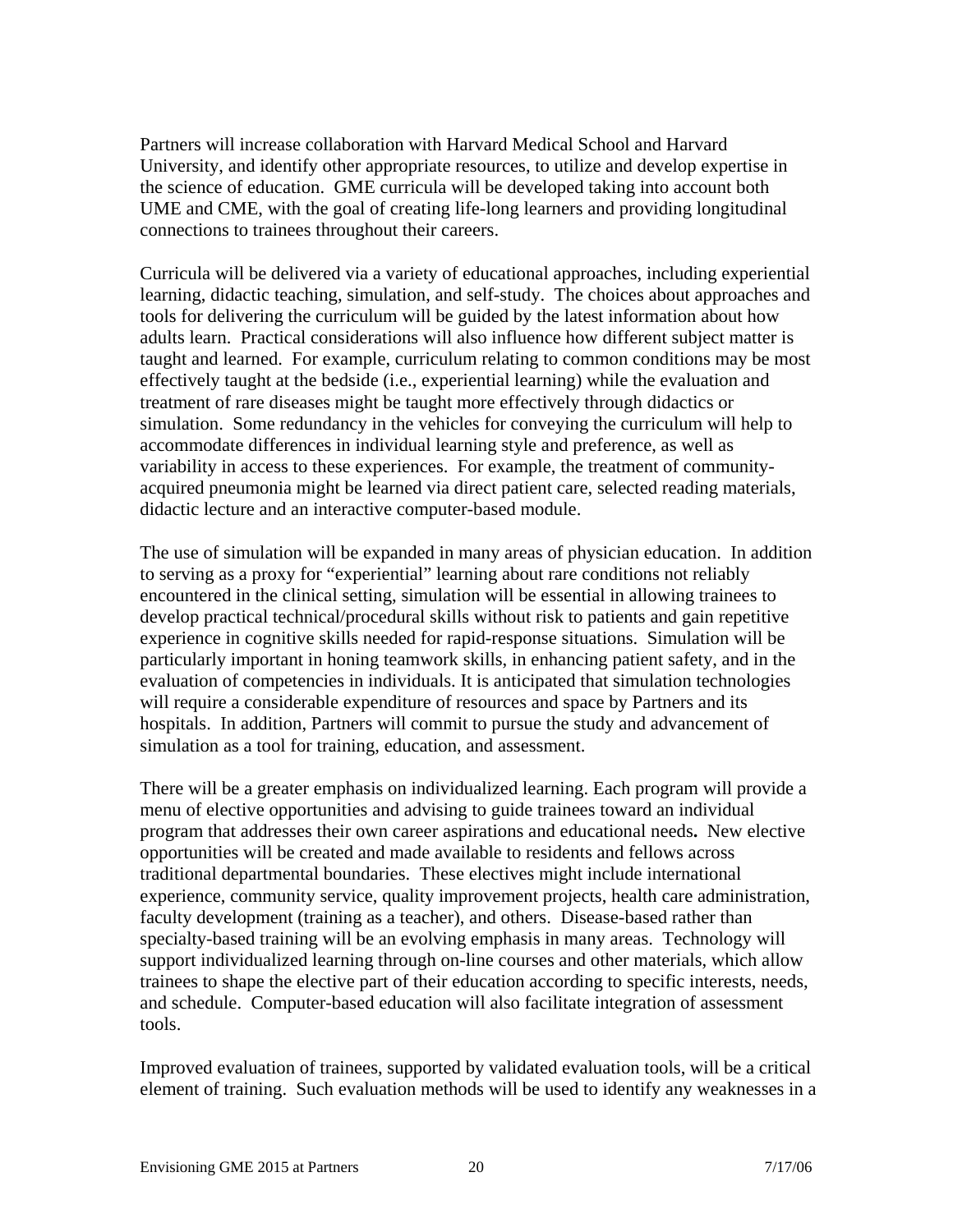Partners will increase collaboration with Harvard Medical School and Harvard University, and identify other appropriate resources, to utilize and develop expertise in the science of education. GME curricula will be developed taking into account both UME and CME, with the goal of creating life-long learners and providing longitudinal connections to trainees throughout their careers.

Curricula will be delivered via a variety of educational approaches, including experiential learning, didactic teaching, simulation, and self-study. The choices about approaches and tools for delivering the curriculum will be guided by the latest information about how adults learn. Practical considerations will also influence how different subject matter is taught and learned. For example, curriculum relating to common conditions may be most effectively taught at the bedside (i.e., experiential learning) while the evaluation and treatment of rare diseases might be taught more effectively through didactics or simulation. Some redundancy in the vehicles for conveying the curriculum will help to accommodate differences in individual learning style and preference, as well as variability in access to these experiences. For example, the treatment of community-acquired pneumonia might be learned via direct patient care, selected reading materials, didactic lecture and an interactive computer-based module.

The use of simulation will be expanded in many areas of physician education. In addition to serving as a proxy for "experiential" learning about rare conditions not reliably encountered in the clinical setting, simulation will be essential in allowing trainees to develop practical technical/procedural skills without risk to patients and gain repetitive experience in cognitive skills needed for rapid-response situations. Simulation will be particularly important in honing teamwork skills, in enhancing patient safety, and in the evaluation of competencies in individuals. It is anticipated that simulation technologies will require a considerable expenditure of resources and space by Partners and its hospitals. In addition, Partners will commit to pursue the study and advancement of simulation as a tool for training, education, and assessment.

There will be a greater emphasis on individualized learning. Each program will provide a menu of elective opportunities and advising to guide trainees toward an individual program that addresses their own career aspirations and educational needs**.** New elective opportunities will be created and made available to residents and fellows across traditional departmental boundaries. These electives might include international experience, community service, quality improvement projects, health care administration, faculty development (training as a teacher), and others. Disease-based rather than specialty-based training will be an evolving emphasis in many areas. Technology will support individualized learning through on-line courses and other materials, which allow trainees to shape the elective part of their education according to specific interests, needs, and schedule. Computer-based education will also facilitate integration of assessment tools.

Improved evaluation of trainees, supported by validated evaluation tools, will be a critical element of training. Such evaluation methods will be used to identify any weaknesses in a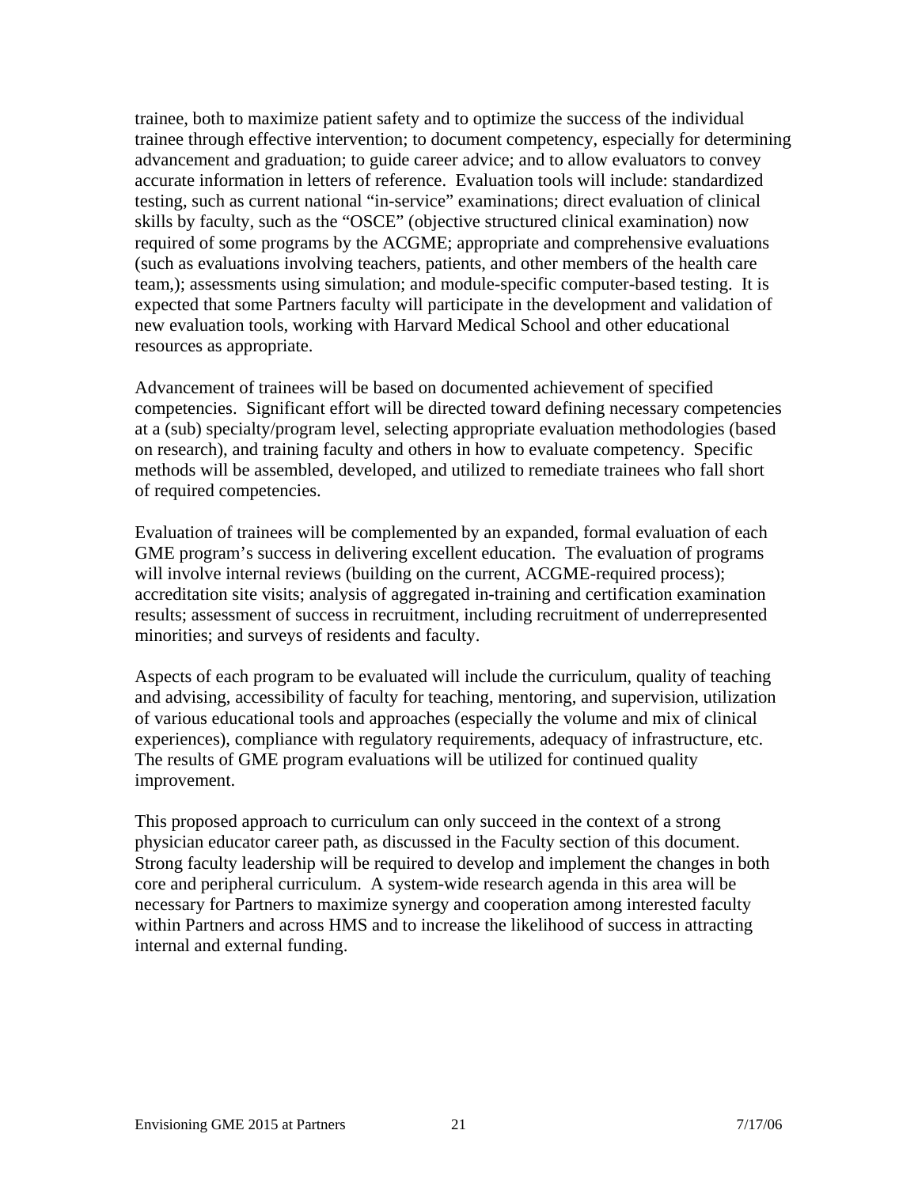trainee, both to maximize patient safety and to optimize the success of the individual trainee through effective intervention; to document competency, especially for determining advancement and graduation; to guide career advice; and to allow evaluators to convey accurate information in letters of reference. Evaluation tools will include: standardized testing, such as current national "in-service" examinations; direct evaluation of clinical skills by faculty, such as the "OSCE" (objective structured clinical examination) now required of some programs by the ACGME; appropriate and comprehensive evaluations (such as evaluations involving teachers, patients, and other members of the health care team,); assessments using simulation; and module-specific computer-based testing. It is expected that some Partners faculty will participate in the development and validation of new evaluation tools, working with Harvard Medical School and other educational resources as appropriate.

Advancement of trainees will be based on documented achievement of specified competencies. Significant effort will be directed toward defining necessary competencies at a (sub) specialty/program level, selecting appropriate evaluation methodologies (based on research), and training faculty and others in how to evaluate competency. Specific methods will be assembled, developed, and utilized to remediate trainees who fall short of required competencies.

Evaluation of trainees will be complemented by an expanded, formal evaluation of each GME program's success in delivering excellent education. The evaluation of programs will involve internal reviews (building on the current, ACGME-required process); accreditation site visits; analysis of aggregated in-training and certification examination results; assessment of success in recruitment, including recruitment of underrepresented minorities; and surveys of residents and faculty.

Aspects of each program to be evaluated will include the curriculum, quality of teaching and advising, accessibility of faculty for teaching, mentoring, and supervision, utilization of various educational tools and approaches (especially the volume and mix of clinical experiences), compliance with regulatory requirements, adequacy of infrastructure, etc. The results of GME program evaluations will be utilized for continued quality improvement.

This proposed approach to curriculum can only succeed in the context of a strong physician educator career path, as discussed in the Faculty section of this document. Strong faculty leadership will be required to develop and implement the changes in both core and peripheral curriculum. A system-wide research agenda in this area will be necessary for Partners to maximize synergy and cooperation among interested faculty within Partners and across HMS and to increase the likelihood of success in attracting internal and external funding.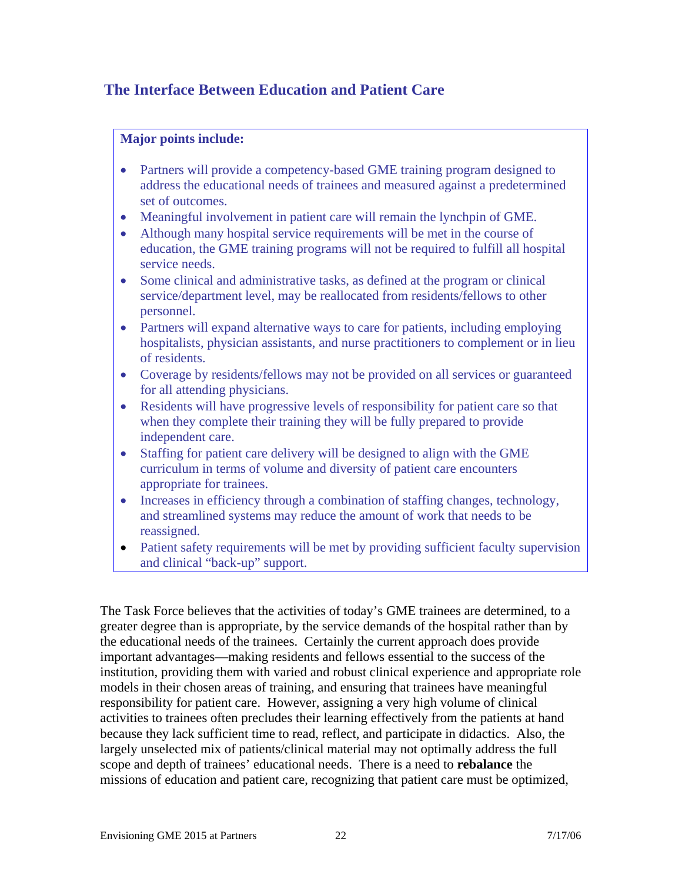## The Interface Between Education and Patient Care

**Major points include:**

- Partners will provide a competency-based GME training program designed to address the educational needs of trainees and measured against a predetermined set of outcomes.
- Meaningful involvement in patient care will remain the lynchpin of GME.
- Although many hospital service requirements will be met in the course of education, the GME training programs will not be required to fulfill all hospital service needs.
- Some clinical and administrative tasks, as defined at the program or clinical service/department level, may be reallocated from residents/fellows to other personnel.
- Partners will expand alternative ways to care for patients, including employing hospitalists, physician assistants, and nurse practitioners to complement or in lieu of residents.
- Coverage by residents/fellows may not be provided on all services or guaranteed for all attending physicians.
- Residents will have progressive levels of responsibility for patient care so that when they complete their training they will be fully prepared to provide independent care.
- Staffing for patient care delivery will be designed to align with the GME curriculum in terms of volume and diversity of patient care encounters appropriate for trainees.
- Increases in efficiency through a combination of staffing changes, technology, and streamlined systems may reduce the amount of work that needs to be reassigned.
- Patient safety requirements will be met by providing sufficient faculty supervision and clinical "back-up" support.

The Task Force believes that the activities of today's GME trainees are determined, to a greater degree than is appropriate, by the service demands of the hospital rather than by the educational needs of the trainees. Certainly the current approach does provide important advantages—making residents and fellows essential to the success of the institution, providing them with varied and robust clinical experience and appropriate role models in their chosen areas of training, and ensuring that trainees have meaningful responsibility for patient care. However, assigning a very high volume of clinical activities to trainees often precludes their learning effectively from the patients at hand because they lack sufficient time to read, reflect, and participate in didactics. Also, the largely unselected mix of patients/clinical material may not optimally address the full scope and depth of trainees' educational needs. There is a need to **rebalance** the missions of education and patient care, recognizing that patient care must be optimized,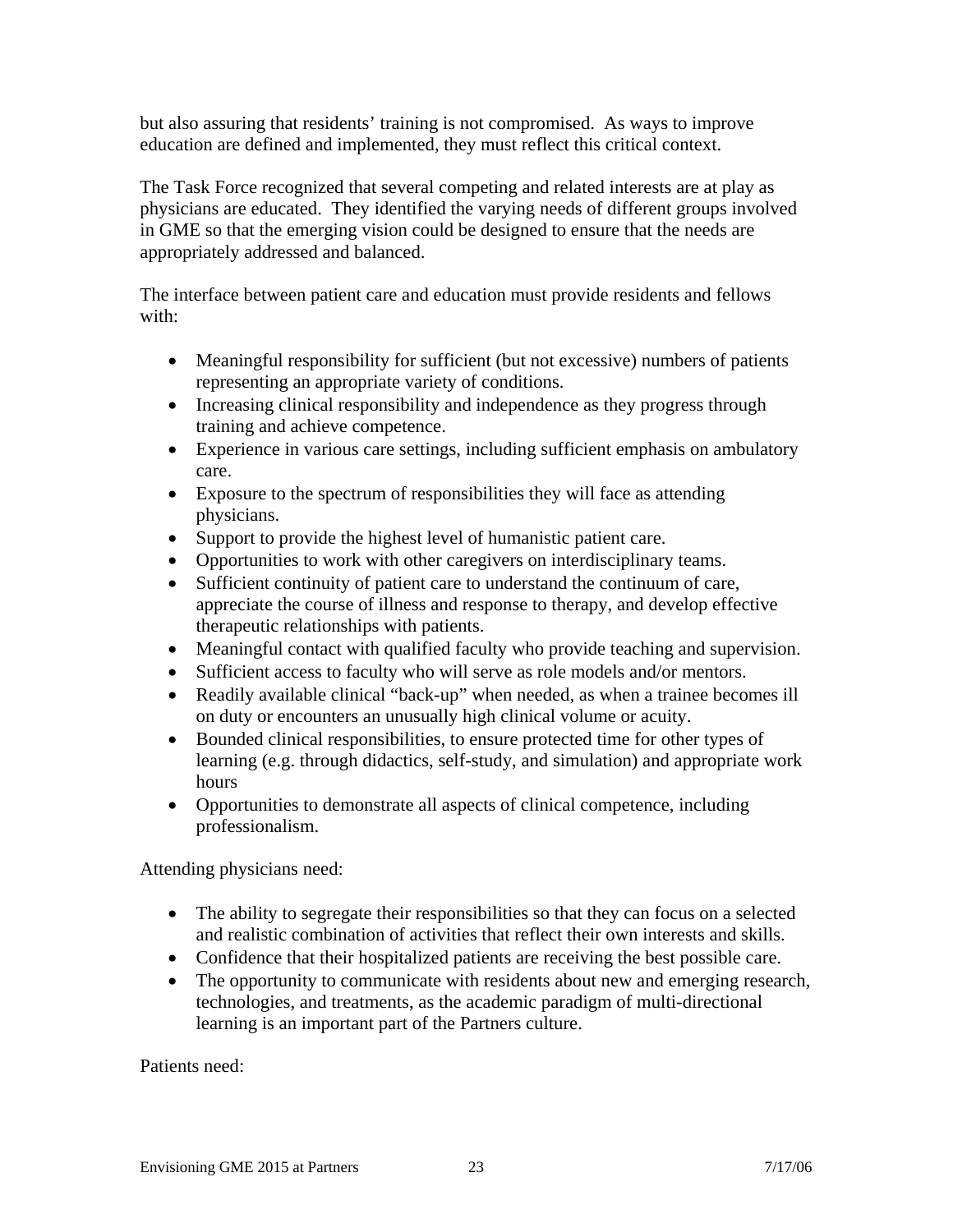but also assuring that residents' training is not compromised. As ways to improve education are defined and implemented, they must reflect this critical context.

The Task Force recognized that several competing and related interests are at play as physicians are educated. They identified the varying needs of different groups involved in GME so that the emerging vision could be designed to ensure that the needs are appropriately addressed and balanced.

The interface between patient care and education must provide residents and fellows with:

- Meaningful responsibility for sufficient (but not excessive) numbers of patients representing an appropriate variety of conditions.
- Increasing clinical responsibility and independence as they progress through training and achieve competence.
- Experience in various care settings, including sufficient emphasis on ambulatory care.
- Exposure to the spectrum of responsibilities they will face as attending physicians.
- Support to provide the highest level of humanistic patient care.
- Opportunities to work with other caregivers on interdisciplinary teams.
- Sufficient continuity of patient care to understand the continuum of care, appreciate the course of illness and response to therapy, and develop effective therapeutic relationships with patients.
- Meaningful contact with qualified faculty who provide teaching and supervision.
- Sufficient access to faculty who will serve as role models and/or mentors.
- Readily available clinical "back-up" when needed, as when a trainee becomes ill on duty or encounters an unusually high clinical volume or acuity.
- Bounded clinical responsibilities, to ensure protected time for other types of learning (e.g. through didactics, self-study, and simulation) and appropriate work hours
- Opportunities to demonstrate all aspects of clinical competence, including professionalism.

Attending physicians need:

- The ability to segregate their responsibilities so that they can focus on a selected and realistic combination of activities that reflect their own interests and skills.
- Confidence that their hospitalized patients are receiving the best possible care.
- The opportunity to communicate with residents about new and emerging research, technologies, and treatments, as the academic paradigm of multi-directional learning is an important part of the Partners culture.

Patients need: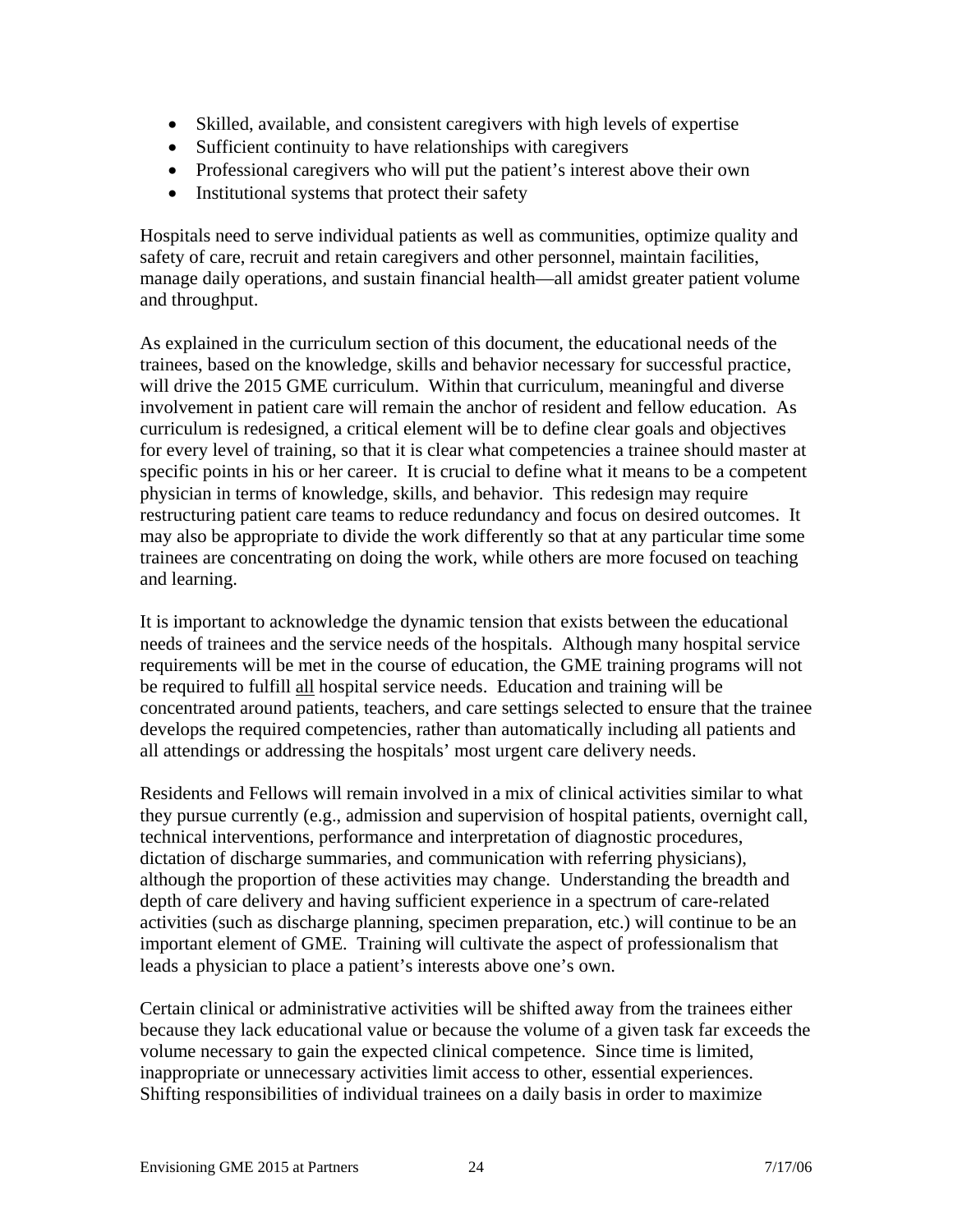- Skilled, available, and consistent caregivers with high levels of expertise
- Sufficient continuity to have relationships with caregivers
- Professional caregivers who will put the patient's interest above their own
- Institutional systems that protect their safety

Hospitals need to serve individual patients as well as communities, optimize quality and safety of care, recruit and retain caregivers and other personnel, maintain facilities, manage daily operations, and sustain financial health—all amidst greater patient volume and throughput.

As explained in the curriculum section of this document, the educational needs of the trainees, based on the knowledge, skills and behavior necessary for successful practice, will drive the 2015 GME curriculum. Within that curriculum, meaningful and diverse involvement in patient care will remain the anchor of resident and fellow education. As curriculum is redesigned, a critical element will be to define clear goals and objectives for every level of training, so that it is clear what competencies a trainee should master at specific points in his or her career. It is crucial to define what it means to be a competent physician in terms of knowledge, skills, and behavior. This redesign may require restructuring patient care teams to reduce redundancy and focus on desired outcomes. It may also be appropriate to divide the work differently so that at any particular time some trainees are concentrating on doing the work, while others are more focused on teaching and learning.

It is important to acknowledge the dynamic tension that exists between the educational needs of trainees and the service needs of the hospitals. Although many hospital service requirements will be met in the course of education, the GME training programs will not be required to fulfill <u>all</u> hospital service needs. Education and training will be concentrated around patients, teachers, and care settings selected to ensure that the trainee develops the required competencies, rather than automatically including all patients and all attendings or addressing the hospitals' most urgent care delivery needs.

Residents and Fellows will remain involved in a mix of clinical activities similar to what they pursue currently (e.g., admission and supervision of hospital patients, overnight call, technical interventions, performance and interpretation of diagnostic procedures, dictation of discharge summaries, and communication with referring physicians), although the proportion of these activities may change. Understanding the breadth and depth of care delivery and having sufficient experience in a spectrum of care-related activities (such as discharge planning, specimen preparation, etc.) will continue to be an important element of GME. Training will cultivate the aspect of professionalism that leads a physician to place a patient's interests above one's own.

Certain clinical or administrative activities will be shifted away from the trainees either because they lack educational value or because the volume of a given task far exceeds the volume necessary to gain the expected clinical competence. Since time is limited, inappropriate or unnecessary activities limit access to other, essential experiences. Shifting responsibilities of individual trainees on a daily basis in order to maximize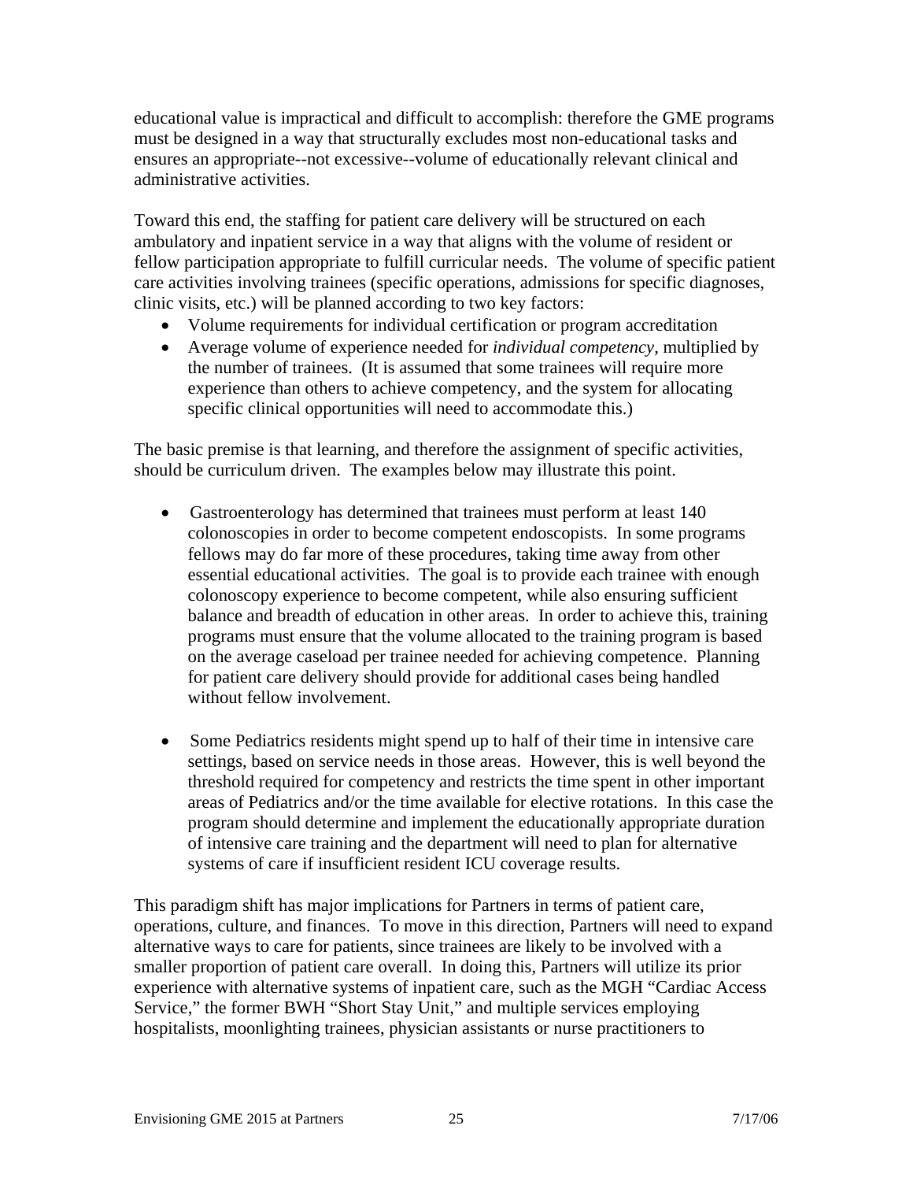educational value is impractical and difficult to accomplish: therefore the GME programs must be designed in a way that structurally excludes most non-educational tasks and ensures an appropriate--not excessive--volume of educationally relevant clinical and administrative activities.

Toward this end, the staffing for patient care delivery will be structured on each ambulatory and inpatient service in a way that aligns with the volume of resident or fellow participation appropriate to fulfill curricular needs. The volume of specific patient care activities involving trainees (specific operations, admissions for specific diagnoses, clinic visits, etc.) will be planned according to two key factors:

- Volume requirements for individual certification or program accreditation
- Average volume of experience needed for *individual competency*, multiplied by the number of trainees. (It is assumed that some trainees will require more experience than others to achieve competency, and the system for allocating specific clinical opportunities will need to accommodate this.)

The basic premise is that learning, and therefore the assignment of specific activities, should be curriculum driven. The examples below may illustrate this point.

- Gastroenterology has determined that trainees must perform at least 140 colonoscopies in order to become competent endoscopists. In some programs fellows may do far more of these procedures, taking time away from other essential educational activities. The goal is to provide each trainee with enough colonoscopy experience to become competent, while also ensuring sufficient balance and breadth of education in other areas. In order to achieve this, training programs must ensure that the volume allocated to the training program is based on the average caseload per trainee needed for achieving competence. Planning for patient care delivery should provide for additional cases being handled without fellow involvement.

- Some Pediatrics residents might spend up to half of their time in intensive care settings, based on service needs in those areas. However, this is well beyond the threshold required for competency and restricts the time spent in other important areas of Pediatrics and/or the time available for elective rotations. In this case the program should determine and implement the educationally appropriate duration of intensive care training and the department will need to plan for alternative systems of care if insufficient resident ICU coverage results.

This paradigm shift has major implications for Partners in terms of patient care, operations, culture, and finances. To move in this direction, Partners will need to expand alternative ways to care for patients, since trainees are likely to be involved with a smaller proportion of patient care overall. In doing this, Partners will utilize its prior experience with alternative systems of inpatient care, such as the MGH "Cardiac Access Service," the former BWH "Short Stay Unit," and multiple services employing hospitalists, moonlighting trainees, physician assistants or nurse practitioners to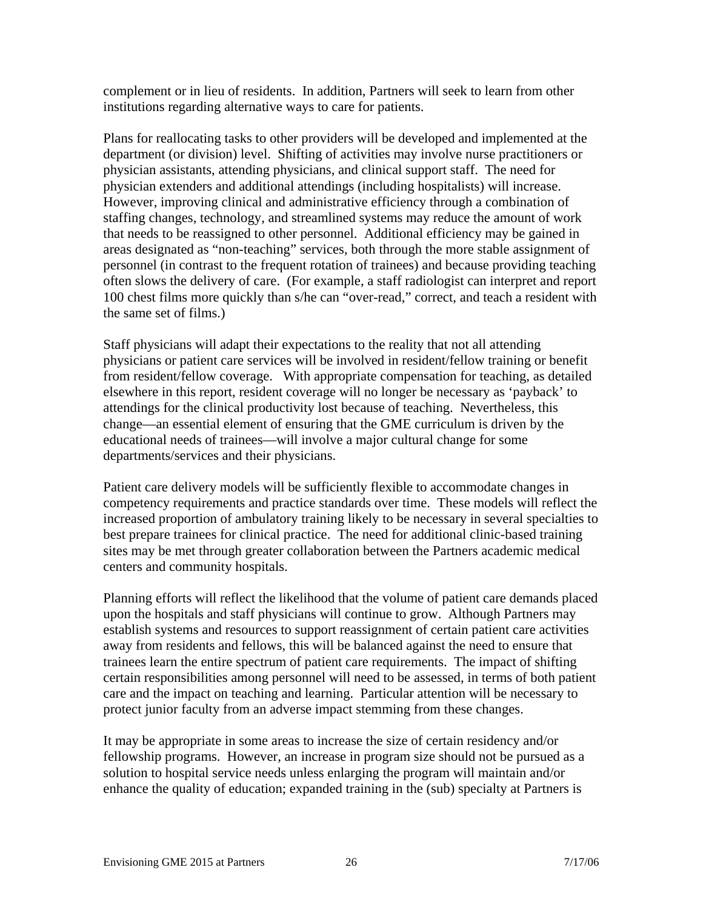complement or in lieu of residents. In addition, Partners will seek to learn from other institutions regarding alternative ways to care for patients.

Plans for reallocating tasks to other providers will be developed and implemented at the department (or division) level. Shifting of activities may involve nurse practitioners or physician assistants, attending physicians, and clinical support staff. The need for physician extenders and additional attendings (including hospitalists) will increase. However, improving clinical and administrative efficiency through a combination of staffing changes, technology, and streamlined systems may reduce the amount of work that needs to be reassigned to other personnel. Additional efficiency may be gained in areas designated as "non-teaching" services, both through the more stable assignment of personnel (in contrast to the frequent rotation of trainees) and because providing teaching often slows the delivery of care. (For example, a staff radiologist can interpret and report 100 chest films more quickly than s/he can "over-read," correct, and teach a resident with the same set of films.)

Staff physicians will adapt their expectations to the reality that not all attending physicians or patient care services will be involved in resident/fellow training or benefit from resident/fellow coverage. With appropriate compensation for teaching, as detailed elsewhere in this report, resident coverage will no longer be necessary as 'payback' to attendings for the clinical productivity lost because of teaching. Nevertheless, this change—an essential element of ensuring that the GME curriculum is driven by the educational needs of trainees—will involve a major cultural change for some departments/services and their physicians.

Patient care delivery models will be sufficiently flexible to accommodate changes in competency requirements and practice standards over time. These models will reflect the increased proportion of ambulatory training likely to be necessary in several specialties to best prepare trainees for clinical practice. The need for additional clinic-based training sites may be met through greater collaboration between the Partners academic medical centers and community hospitals.

Planning efforts will reflect the likelihood that the volume of patient care demands placed upon the hospitals and staff physicians will continue to grow. Although Partners may establish systems and resources to support reassignment of certain patient care activities away from residents and fellows, this will be balanced against the need to ensure that trainees learn the entire spectrum of patient care requirements. The impact of shifting certain responsibilities among personnel will need to be assessed, in terms of both patient care and the impact on teaching and learning. Particular attention will be necessary to protect junior faculty from an adverse impact stemming from these changes.

It may be appropriate in some areas to increase the size of certain residency and/or fellowship programs. However, an increase in program size should not be pursued as a solution to hospital service needs unless enlarging the program will maintain and/or enhance the quality of education; expanded training in the (sub) specialty at Partners is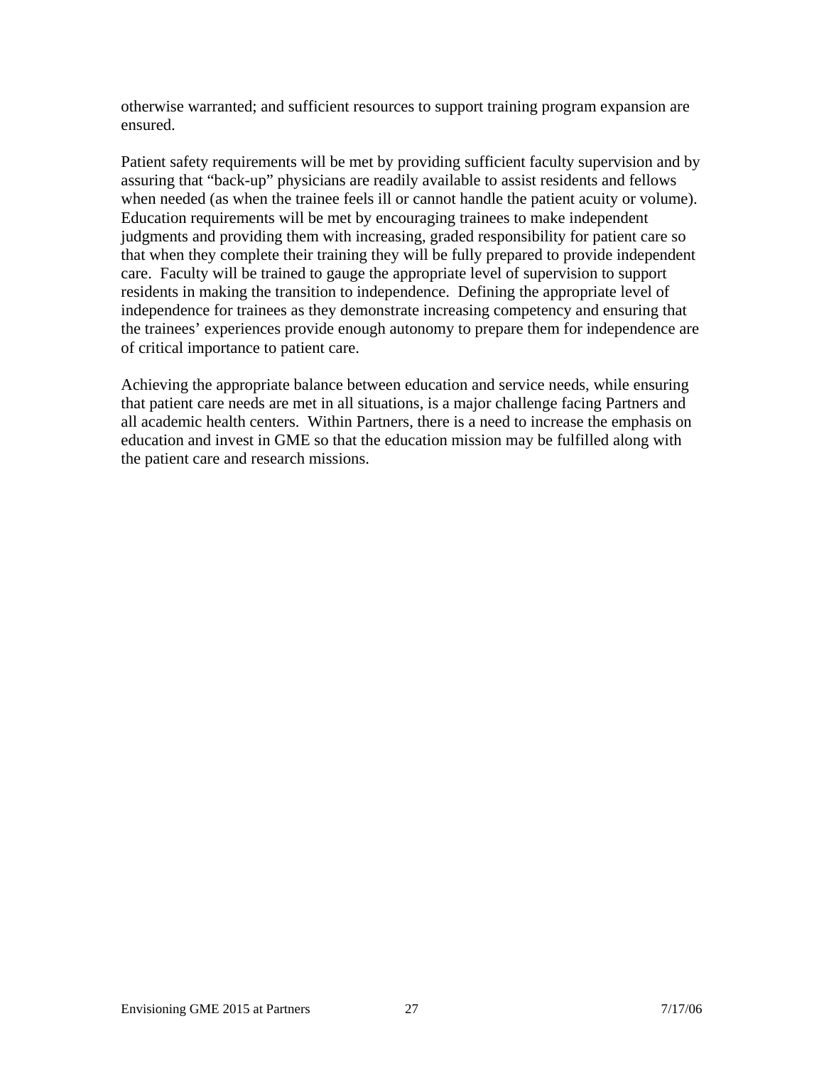otherwise warranted; and sufficient resources to support training program expansion are ensured.

Patient safety requirements will be met by providing sufficient faculty supervision and by assuring that "back-up" physicians are readily available to assist residents and fellows when needed (as when the trainee feels ill or cannot handle the patient acuity or volume). Education requirements will be met by encouraging trainees to make independent judgments and providing them with increasing, graded responsibility for patient care so that when they complete their training they will be fully prepared to provide independent care. Faculty will be trained to gauge the appropriate level of supervision to support residents in making the transition to independence. Defining the appropriate level of independence for trainees as they demonstrate increasing competency and ensuring that the trainees' experiences provide enough autonomy to prepare them for independence are of critical importance to patient care.

Achieving the appropriate balance between education and service needs, while ensuring that patient care needs are met in all situations, is a major challenge facing Partners and all academic health centers. Within Partners, there is a need to increase the emphasis on education and invest in GME so that the education mission may be fulfilled along with the patient care and research missions.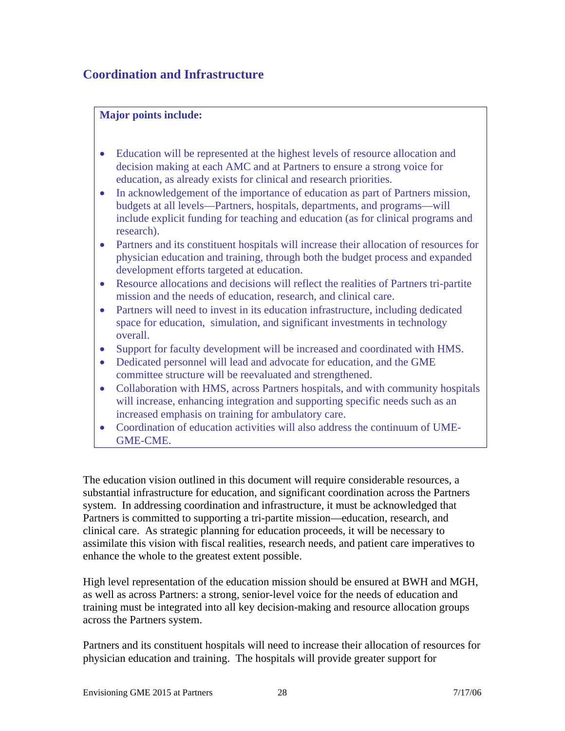## Coordination and Infrastructure

**Major points include:**

- Education will be represented at the highest levels of resource allocation and decision making at each AMC and at Partners to ensure a strong voice for education, as already exists for clinical and research priorities.
- In acknowledgement of the importance of education as part of Partners mission, budgets at all levels—Partners, hospitals, departments, and programs—will include explicit funding for teaching and education (as for clinical programs and research).
- Partners and its constituent hospitals will increase their allocation of resources for physician education and training, through both the budget process and expanded development efforts targeted at education.
- Resource allocations and decisions will reflect the realities of Partners tri-partite mission and the needs of education, research, and clinical care.
- Partners will need to invest in its education infrastructure, including dedicated space for education, simulation, and significant investments in technology overall.
- Support for faculty development will be increased and coordinated with HMS.
- Dedicated personnel will lead and advocate for education, and the GME committee structure will be reevaluated and strengthened.
- Collaboration with HMS, across Partners hospitals, and with community hospitals will increase, enhancing integration and supporting specific needs such as an increased emphasis on training for ambulatory care.
- Coordination of education activities will also address the continuum of UME-GME-CME.

The education vision outlined in this document will require considerable resources, a substantial infrastructure for education, and significant coordination across the Partners system. In addressing coordination and infrastructure, it must be acknowledged that Partners is committed to supporting a tri-partite mission—education, research, and clinical care. As strategic planning for education proceeds, it will be necessary to assimilate this vision with fiscal realities, research needs, and patient care imperatives to enhance the whole to the greatest extent possible.

High level representation of the education mission should be ensured at BWH and MGH, as well as across Partners: a strong, senior-level voice for the needs of education and training must be integrated into all key decision-making and resource allocation groups across the Partners system.

Partners and its constituent hospitals will need to increase their allocation of resources for physician education and training. The hospitals will provide greater support for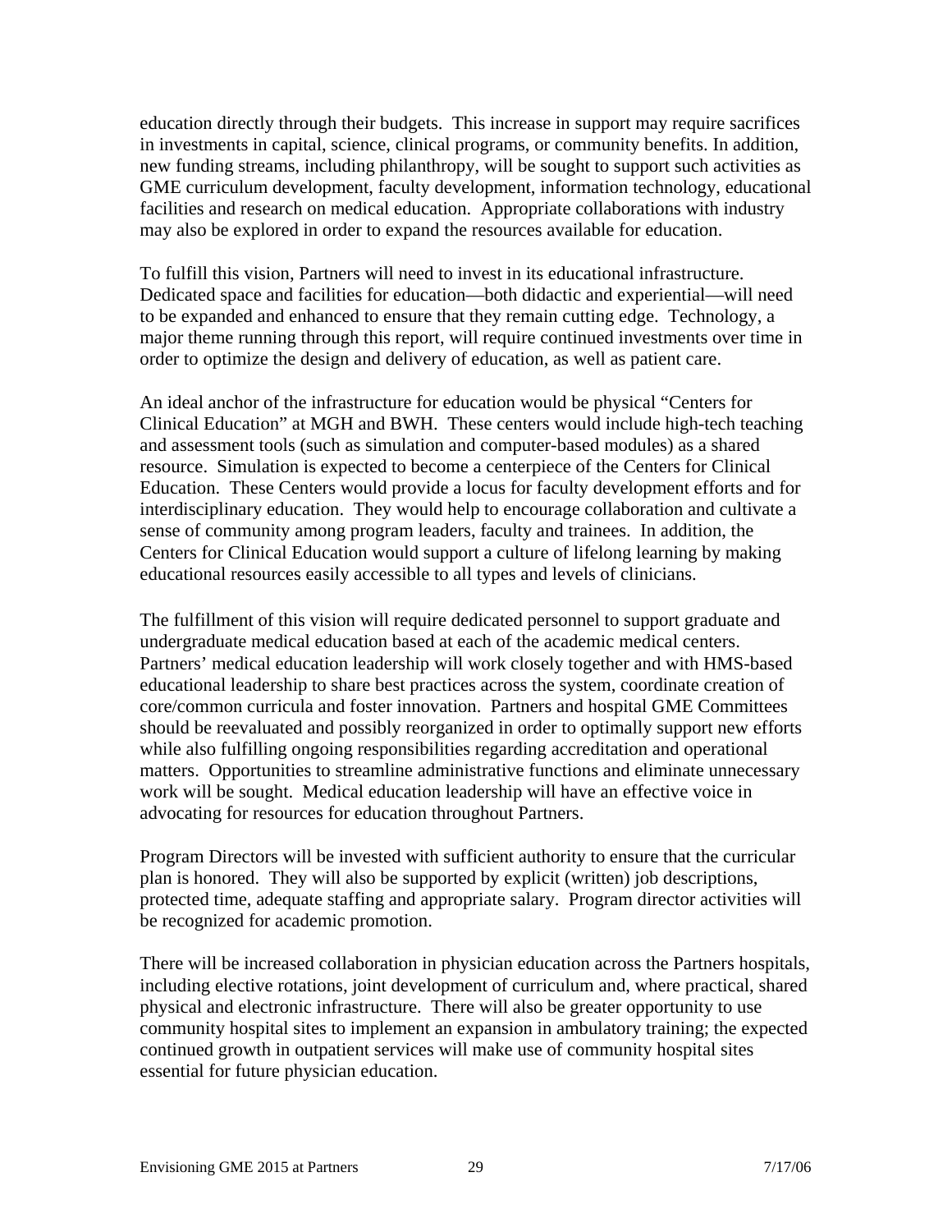education directly through their budgets. This increase in support may require sacrifices in investments in capital, science, clinical programs, or community benefits. In addition, new funding streams, including philanthropy, will be sought to support such activities as GME curriculum development, faculty development, information technology, educational facilities and research on medical education. Appropriate collaborations with industry may also be explored in order to expand the resources available for education.

To fulfill this vision, Partners will need to invest in its educational infrastructure. Dedicated space and facilities for education—both didactic and experiential—will need to be expanded and enhanced to ensure that they remain cutting edge. Technology, a major theme running through this report, will require continued investments over time in order to optimize the design and delivery of education, as well as patient care.

An ideal anchor of the infrastructure for education would be physical "Centers for Clinical Education" at MGH and BWH. These centers would include high-tech teaching and assessment tools (such as simulation and computer-based modules) as a shared resource. Simulation is expected to become a centerpiece of the Centers for Clinical Education. These Centers would provide a locus for faculty development efforts and for interdisciplinary education. They would help to encourage collaboration and cultivate a sense of community among program leaders, faculty and trainees. In addition, the Centers for Clinical Education would support a culture of lifelong learning by making educational resources easily accessible to all types and levels of clinicians.

The fulfillment of this vision will require dedicated personnel to support graduate and undergraduate medical education based at each of the academic medical centers. Partners' medical education leadership will work closely together and with HMS-based educational leadership to share best practices across the system, coordinate creation of core/common curricula and foster innovation. Partners and hospital GME Committees should be reevaluated and possibly reorganized in order to optimally support new efforts while also fulfilling ongoing responsibilities regarding accreditation and operational matters. Opportunities to streamline administrative functions and eliminate unnecessary work will be sought. Medical education leadership will have an effective voice in advocating for resources for education throughout Partners.

Program Directors will be invested with sufficient authority to ensure that the curricular plan is honored. They will also be supported by explicit (written) job descriptions, protected time, adequate staffing and appropriate salary. Program director activities will be recognized for academic promotion.

There will be increased collaboration in physician education across the Partners hospitals, including elective rotations, joint development of curriculum and, where practical, shared physical and electronic infrastructure. There will also be greater opportunity to use community hospital sites to implement an expansion in ambulatory training; the expected continued growth in outpatient services will make use of community hospital sites essential for future physician education.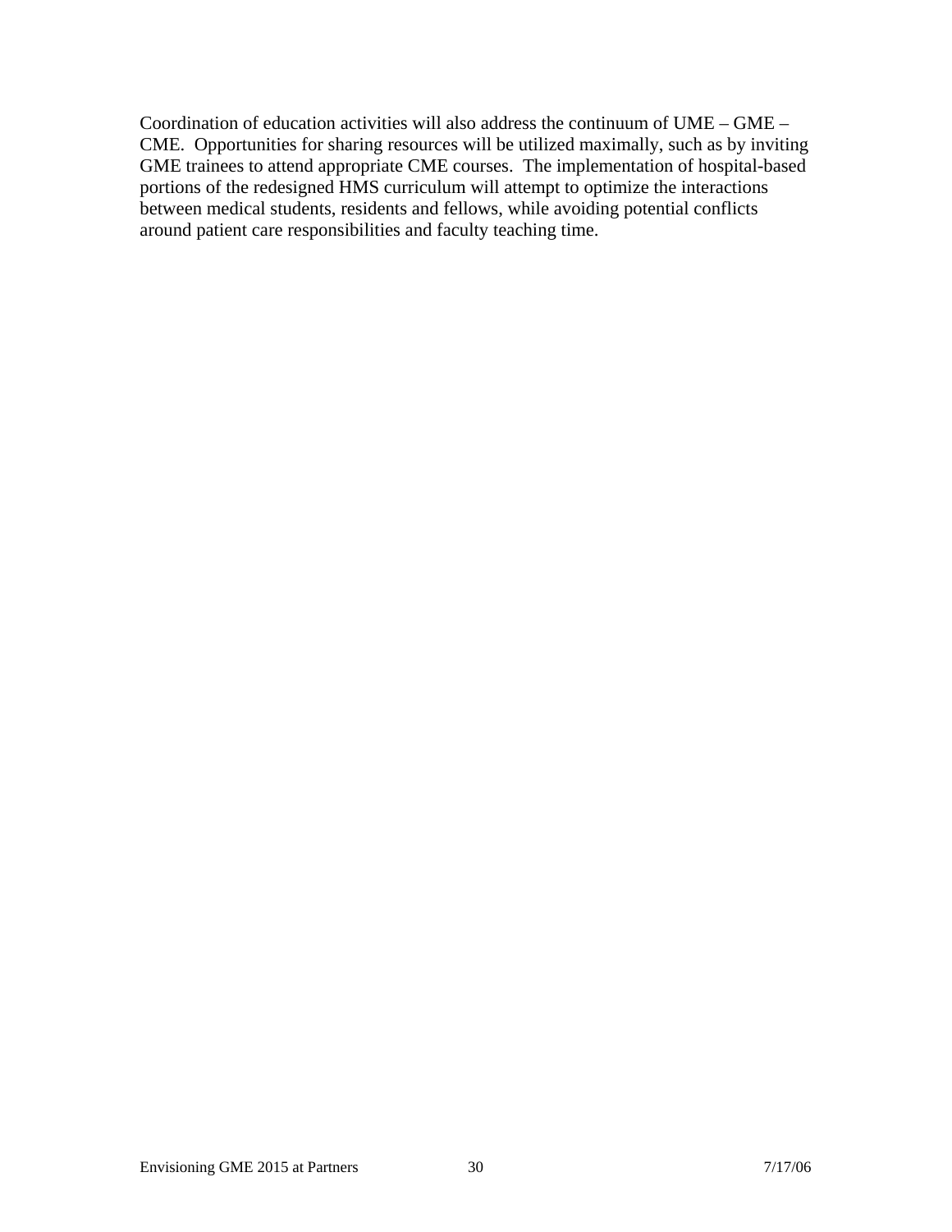Coordination of education activities will also address the continuum of UME – GME – CME. Opportunities for sharing resources will be utilized maximally, such as by inviting GME trainees to attend appropriate CME courses. The implementation of hospital-based portions of the redesigned HMS curriculum will attempt to optimize the interactions between medical students, residents and fellows, while avoiding potential conflicts around patient care responsibilities and faculty teaching time.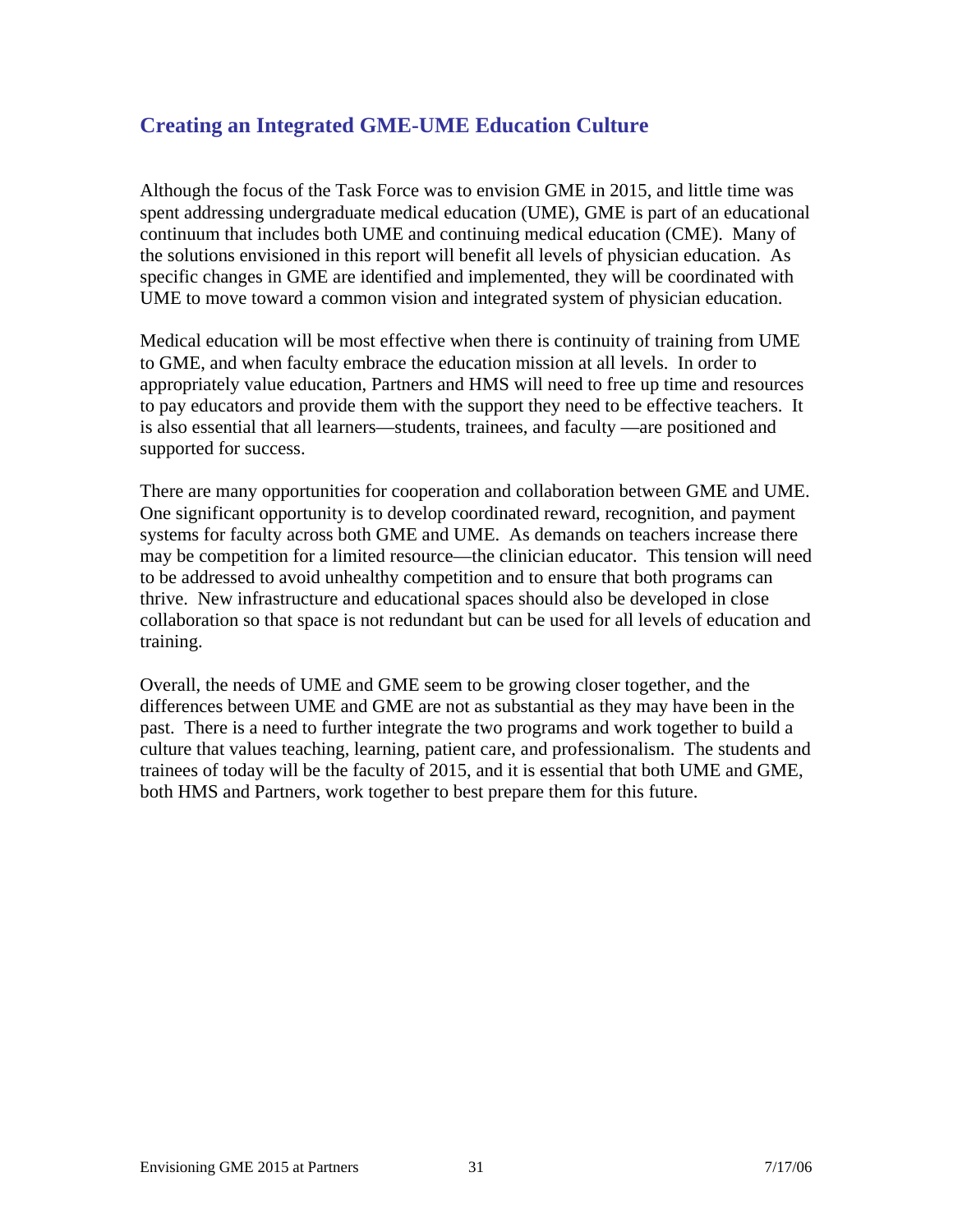## Creating an Integrated GME-UME Education Culture

Although the focus of the Task Force was to envision GME in 2015, and little time was spent addressing undergraduate medical education (UME), GME is part of an educational continuum that includes both UME and continuing medical education (CME). Many of the solutions envisioned in this report will benefit all levels of physician education. As specific changes in GME are identified and implemented, they will be coordinated with UME to move toward a common vision and integrated system of physician education.

Medical education will be most effective when there is continuity of training from UME to GME, and when faculty embrace the education mission at all levels. In order to appropriately value education, Partners and HMS will need to free up time and resources to pay educators and provide them with the support they need to be effective teachers. It is also essential that all learners—students, trainees, and faculty —are positioned and supported for success.

There are many opportunities for cooperation and collaboration between GME and UME. One significant opportunity is to develop coordinated reward, recognition, and payment systems for faculty across both GME and UME. As demands on teachers increase there may be competition for a limited resource—the clinician educator. This tension will need to be addressed to avoid unhealthy competition and to ensure that both programs can thrive. New infrastructure and educational spaces should also be developed in close collaboration so that space is not redundant but can be used for all levels of education and training.

Overall, the needs of UME and GME seem to be growing closer together, and the differences between UME and GME are not as substantial as they may have been in the past. There is a need to further integrate the two programs and work together to build a culture that values teaching, learning, patient care, and professionalism. The students and trainees of today will be the faculty of 2015, and it is essential that both UME and GME, both HMS and Partners, work together to best prepare them for this future.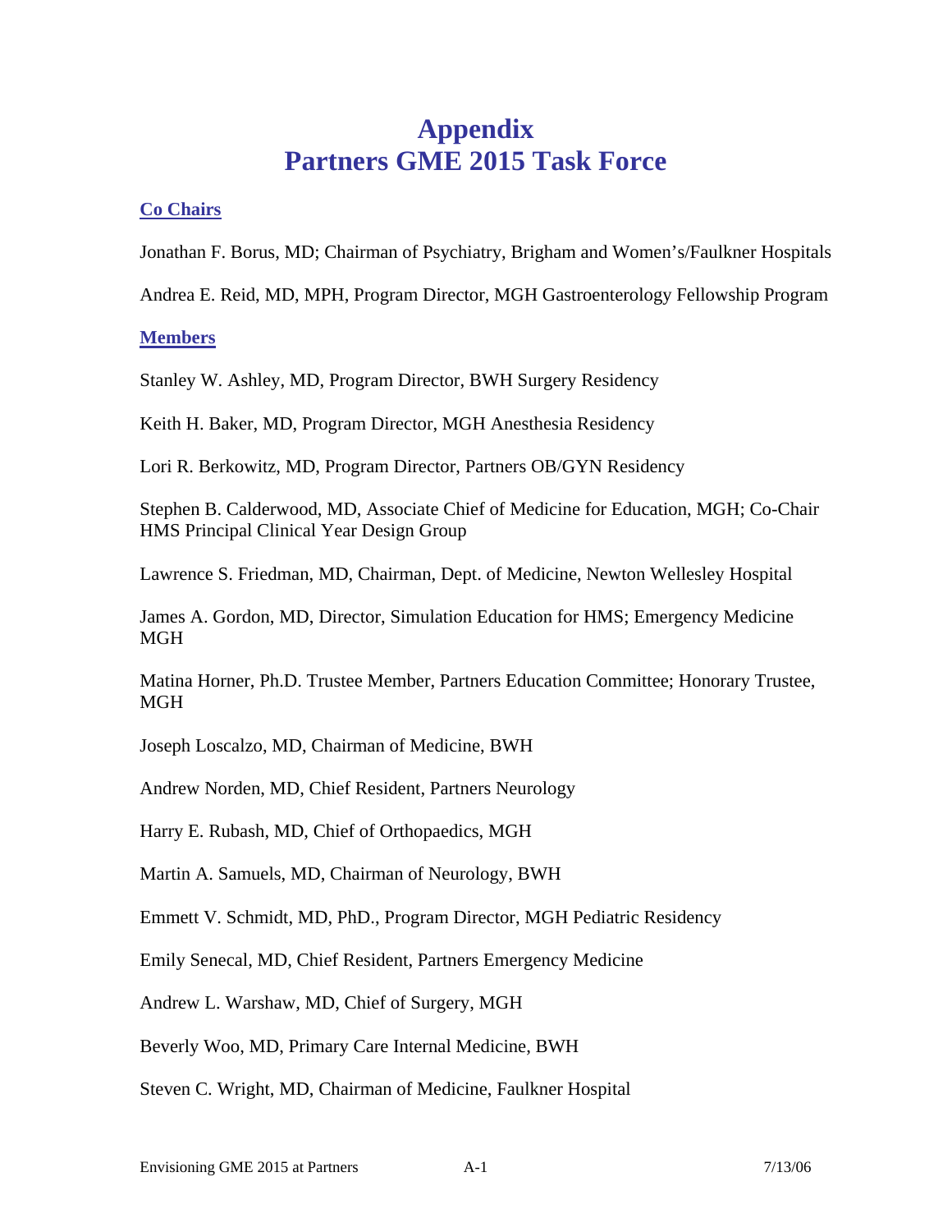# Appendix
# Partners GME 2015 Task Force

**Co Chairs**

Jonathan F. Borus, MD; Chairman of Psychiatry, Brigham and Women's/Faulkner Hospitals

Andrea E. Reid, MD, MPH, Program Director, MGH Gastroenterology Fellowship Program

**Members**

Stanley W. Ashley, MD, Program Director, BWH Surgery Residency

Keith H. Baker, MD, Program Director, MGH Anesthesia Residency

Lori R. Berkowitz, MD, Program Director, Partners OB/GYN Residency

Stephen B. Calderwood, MD, Associate Chief of Medicine for Education, MGH; Co-Chair HMS Principal Clinical Year Design Group

Lawrence S. Friedman, MD, Chairman, Dept. of Medicine, Newton Wellesley Hospital

James A. Gordon, MD, Director, Simulation Education for HMS; Emergency Medicine MGH

Matina Horner, Ph.D. Trustee Member, Partners Education Committee; Honorary Trustee, MGH

Joseph Loscalzo, MD, Chairman of Medicine, BWH

Andrew Norden, MD, Chief Resident, Partners Neurology

Harry E. Rubash, MD, Chief of Orthopaedics, MGH

Martin A. Samuels, MD, Chairman of Neurology, BWH

Emmett V. Schmidt, MD, PhD., Program Director, MGH Pediatric Residency

Emily Senecal, MD, Chief Resident, Partners Emergency Medicine

Andrew L. Warshaw, MD, Chief of Surgery, MGH

Beverly Woo, MD, Primary Care Internal Medicine, BWH

Steven C. Wright, MD, Chairman of Medicine, Faulkner Hospital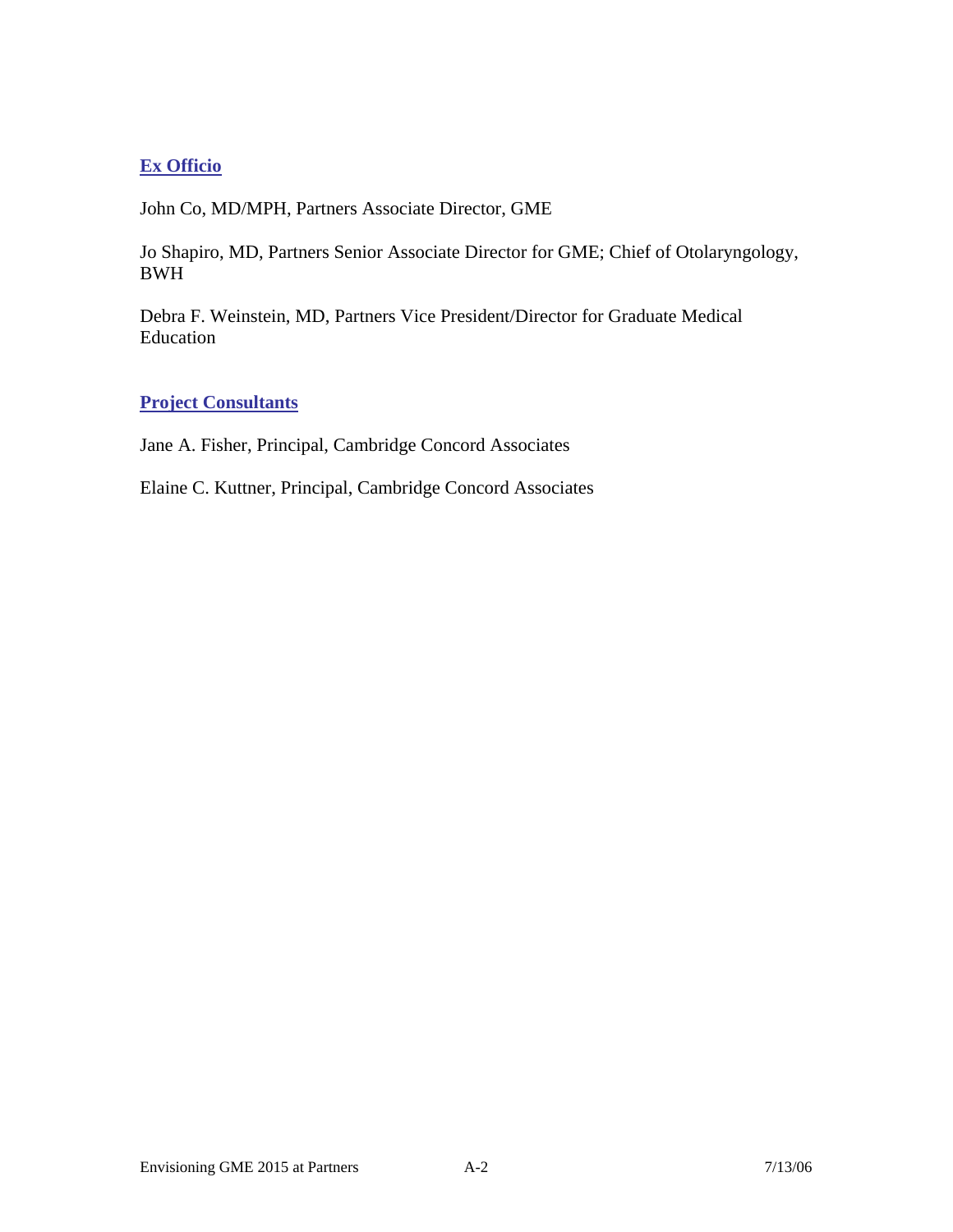## Ex Officio

John Co, MD/MPH, Partners Associate Director, GME

Jo Shapiro, MD, Partners Senior Associate Director for GME; Chief of Otolaryngology, BWH

Debra F. Weinstein, MD, Partners Vice President/Director for Graduate Medical Education

## Project Consultants

Jane A. Fisher, Principal, Cambridge Concord Associates

Elaine C. Kuttner, Principal, Cambridge Concord Associates